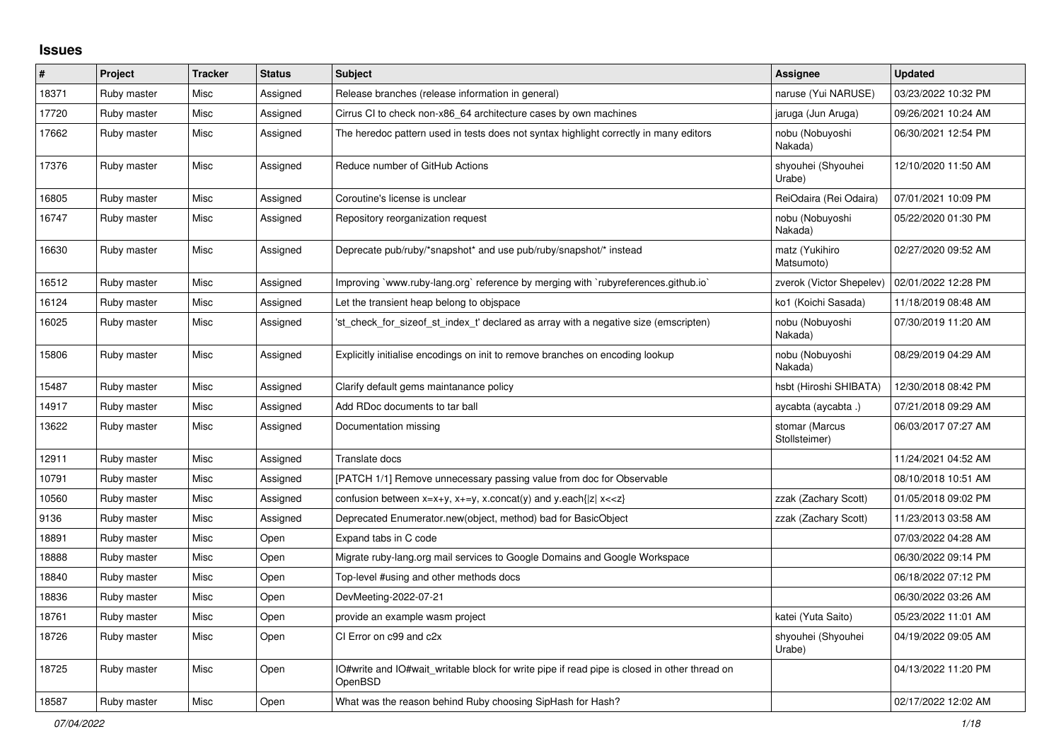## Issues

| # | Project | Tracker | Status | Subject | Assignee | Updated |
|---|---|---|---|---|---|---|
| 18371 | Ruby master | Misc | Assigned | Release branches (release information in general) | naruse (Yui NARUSE) | 03/23/2022 10:32 PM |
| 17720 | Ruby master | Misc | Assigned | Cirrus CI to check non-x86_64 architecture cases by own machines | jaruga (Jun Aruga) | 09/26/2021 10:24 AM |
| 17662 | Ruby master | Misc | Assigned | The heredoc pattern used in tests does not syntax highlight correctly in many editors | nobu (Nobuyoshi Nakada) | 06/30/2021 12:54 PM |
| 17376 | Ruby master | Misc | Assigned | Reduce number of GitHub Actions | shyouhei (Shyouhei Urabe) | 12/10/2020 11:50 AM |
| 16805 | Ruby master | Misc | Assigned | Coroutine's license is unclear | ReiOdaira (Rei Odaira) | 07/01/2021 10:09 PM |
| 16747 | Ruby master | Misc | Assigned | Repository reorganization request | nobu (Nobuyoshi Nakada) | 05/22/2020 01:30 PM |
| 16630 | Ruby master | Misc | Assigned | Deprecate pub/ruby/*snapshot* and use pub/ruby/snapshot/* instead | matz (Yukihiro Matsumoto) | 02/27/2020 09:52 AM |
| 16512 | Ruby master | Misc | Assigned | Improving `www.ruby-lang.org` reference by merging with `rubyreferences.github.io` | zverok (Victor Shepelev) | 02/01/2022 12:28 PM |
| 16124 | Ruby master | Misc | Assigned | Let the transient heap belong to objspace | ko1 (Koichi Sasada) | 11/18/2019 08:48 AM |
| 16025 | Ruby master | Misc | Assigned | 'st_check_for_sizeof_st_index_t' declared as array with a negative size (emscripten) | nobu (Nobuyoshi Nakada) | 07/30/2019 11:20 AM |
| 15806 | Ruby master | Misc | Assigned | Explicitly initialise encodings on init to remove branches on encoding lookup | nobu (Nobuyoshi Nakada) | 08/29/2019 04:29 AM |
| 15487 | Ruby master | Misc | Assigned | Clarify default gems maintanance policy | hsbt (Hiroshi SHIBATA) | 12/30/2018 08:42 PM |
| 14917 | Ruby master | Misc | Assigned | Add RDoc documents to tar ball | aycabta (aycabta .) | 07/21/2018 09:29 AM |
| 13622 | Ruby master | Misc | Assigned | Documentation missing | stomar (Marcus Stollsteimer) | 06/03/2017 07:27 AM |
| 12911 | Ruby master | Misc | Assigned | Translate docs | | 11/24/2021 04:52 AM |
| 10791 | Ruby master | Misc | Assigned | [PATCH 1/1] Remove unnecessary passing value from doc for Observable | | 08/10/2018 10:51 AM |
| 10560 | Ruby master | Misc | Assigned | confusion between x=x+y, x+=y, x.concat(y) and y.each{\|z\| x<<z} | zzak (Zachary Scott) | 01/05/2018 09:02 PM |
| 9136 | Ruby master | Misc | Assigned | Deprecated Enumerator.new(object, method) bad for BasicObject | zzak (Zachary Scott) | 11/23/2013 03:58 AM |
| 18891 | Ruby master | Misc | Open | Expand tabs in C code | | 07/03/2022 04:28 AM |
| 18888 | Ruby master | Misc | Open | Migrate ruby-lang.org mail services to Google Domains and Google Workspace | | 06/30/2022 09:14 PM |
| 18840 | Ruby master | Misc | Open | Top-level #using and other methods docs | | 06/18/2022 07:12 PM |
| 18836 | Ruby master | Misc | Open | DevMeeting-2022-07-21 | | 06/30/2022 03:26 AM |
| 18761 | Ruby master | Misc | Open | provide an example wasm project | katei (Yuta Saito) | 05/23/2022 11:01 AM |
| 18726 | Ruby master | Misc | Open | CI Error on c99 and c2x | shyouhei (Shyouhei Urabe) | 04/19/2022 09:05 AM |
| 18725 | Ruby master | Misc | Open | IO#write and IO#wait_writable block for write pipe if read pipe is closed in other thread on OpenBSD | | 04/13/2022 11:20 PM |
| 18587 | Ruby master | Misc | Open | What was the reason behind Ruby choosing SipHash for Hash? | | 02/17/2022 12:02 AM |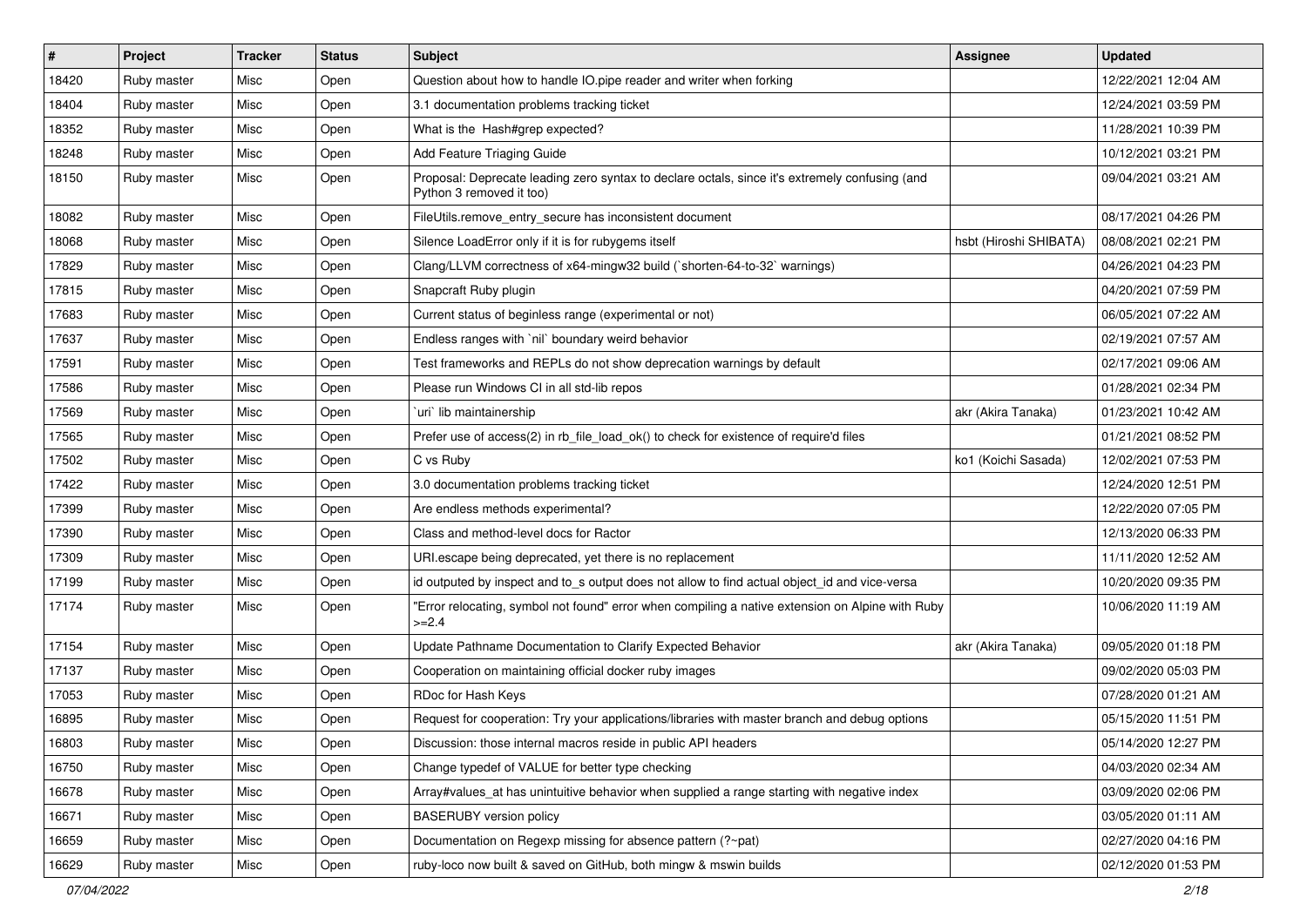| # | Project | Tracker | Status | Subject | Assignee | Updated |
|---|---|---|---|---|---|---|
| 18420 | Ruby master | Misc | Open | Question about how to handle IO.pipe reader and writer when forking | | 12/22/2021 12:04 AM |
| 18404 | Ruby master | Misc | Open | 3.1 documentation problems tracking ticket | | 12/24/2021 03:59 PM |
| 18352 | Ruby master | Misc | Open | What is the Hash#grep expected? | | 11/28/2021 10:39 PM |
| 18248 | Ruby master | Misc | Open | Add Feature Triaging Guide | | 10/12/2021 03:21 PM |
| 18150 | Ruby master | Misc | Open | Proposal: Deprecate leading zero syntax to declare octals, since it's extremely confusing (and Python 3 removed it too) | | 09/04/2021 03:21 AM |
| 18082 | Ruby master | Misc | Open | FileUtils.remove_entry_secure has inconsistent document | | 08/17/2021 04:26 PM |
| 18068 | Ruby master | Misc | Open | Silence LoadError only if it is for rubygems itself | hsbt (Hiroshi SHIBATA) | 08/08/2021 02:21 PM |
| 17829 | Ruby master | Misc | Open | Clang/LLVM correctness of x64-mingw32 build (`shorten-64-to-32` warnings) | | 04/26/2021 04:23 PM |
| 17815 | Ruby master | Misc | Open | Snapcraft Ruby plugin | | 04/20/2021 07:59 PM |
| 17683 | Ruby master | Misc | Open | Current status of beginless range (experimental or not) | | 06/05/2021 07:22 AM |
| 17637 | Ruby master | Misc | Open | Endless ranges with `nil` boundary weird behavior | | 02/19/2021 07:57 AM |
| 17591 | Ruby master | Misc | Open | Test frameworks and REPLs do not show deprecation warnings by default | | 02/17/2021 09:06 AM |
| 17586 | Ruby master | Misc | Open | Please run Windows CI in all std-lib repos | | 01/28/2021 02:34 PM |
| 17569 | Ruby master | Misc | Open | `uri` lib maintainership | akr (Akira Tanaka) | 01/23/2021 10:42 AM |
| 17565 | Ruby master | Misc | Open | Prefer use of access(2) in rb_file_load_ok() to check for existence of require'd files | | 01/21/2021 08:52 PM |
| 17502 | Ruby master | Misc | Open | C vs Ruby | ko1 (Koichi Sasada) | 12/02/2021 07:53 PM |
| 17422 | Ruby master | Misc | Open | 3.0 documentation problems tracking ticket | | 12/24/2020 12:51 PM |
| 17399 | Ruby master | Misc | Open | Are endless methods experimental? | | 12/22/2020 07:05 PM |
| 17390 | Ruby master | Misc | Open | Class and method-level docs for Ractor | | 12/13/2020 06:33 PM |
| 17309 | Ruby master | Misc | Open | URI.escape being deprecated, yet there is no replacement | | 11/11/2020 12:52 AM |
| 17199 | Ruby master | Misc | Open | id outputed by inspect and to_s output does not allow to find actual object_id and vice-versa | | 10/20/2020 09:35 PM |
| 17174 | Ruby master | Misc | Open | "Error relocating, symbol not found" error when compiling a native extension on Alpine with Ruby >=2.4 | | 10/06/2020 11:19 AM |
| 17154 | Ruby master | Misc | Open | Update Pathname Documentation to Clarify Expected Behavior | akr (Akira Tanaka) | 09/05/2020 01:18 PM |
| 17137 | Ruby master | Misc | Open | Cooperation on maintaining official docker ruby images | | 09/02/2020 05:03 PM |
| 17053 | Ruby master | Misc | Open | RDoc for Hash Keys | | 07/28/2020 01:21 AM |
| 16895 | Ruby master | Misc | Open | Request for cooperation: Try your applications/libraries with master branch and debug options | | 05/15/2020 11:51 PM |
| 16803 | Ruby master | Misc | Open | Discussion: those internal macros reside in public API headers | | 05/14/2020 12:27 PM |
| 16750 | Ruby master | Misc | Open | Change typedef of VALUE for better type checking | | 04/03/2020 02:34 AM |
| 16678 | Ruby master | Misc | Open | Array#values_at has unintuitive behavior when supplied a range starting with negative index | | 03/09/2020 02:06 PM |
| 16671 | Ruby master | Misc | Open | BASERUBY version policy | | 03/05/2020 01:11 AM |
| 16659 | Ruby master | Misc | Open | Documentation on Regexp missing for absence pattern (?~pat) | | 02/27/2020 04:16 PM |
| 16629 | Ruby master | Misc | Open | ruby-loco now built & saved on GitHub, both mingw & mswin builds | | 02/12/2020 01:53 PM |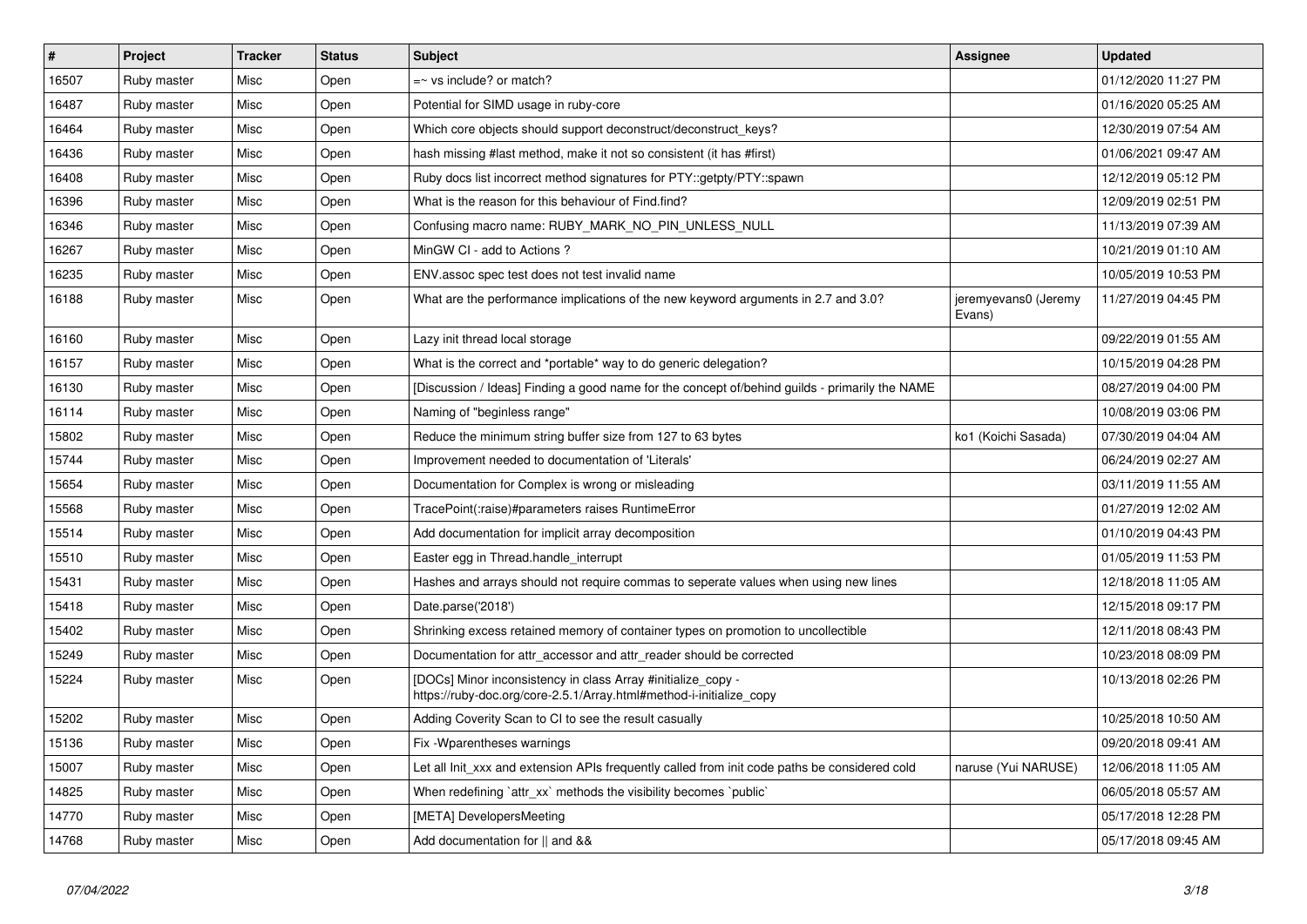| # | Project | Tracker | Status | Subject | Assignee | Updated |
|---|---|---|---|---|---|---|
| 16507 | Ruby master | Misc | Open | =~ vs include? or match? | | 01/12/2020 11:27 PM |
| 16487 | Ruby master | Misc | Open | Potential for SIMD usage in ruby-core | | 01/16/2020 05:25 AM |
| 16464 | Ruby master | Misc | Open | Which core objects should support deconstruct/deconstruct_keys? | | 12/30/2019 07:54 AM |
| 16436 | Ruby master | Misc | Open | hash missing #last method, make it not so consistent (it has #first) | | 01/06/2021 09:47 AM |
| 16408 | Ruby master | Misc | Open | Ruby docs list incorrect method signatures for PTY::getpty/PTY::spawn | | 12/12/2019 05:12 PM |
| 16396 | Ruby master | Misc | Open | What is the reason for this behaviour of Find.find? | | 12/09/2019 02:51 PM |
| 16346 | Ruby master | Misc | Open | Confusing macro name: RUBY_MARK_NO_PIN_UNLESS_NULL | | 11/13/2019 07:39 AM |
| 16267 | Ruby master | Misc | Open | MinGW CI - add to Actions ? | | 10/21/2019 01:10 AM |
| 16235 | Ruby master | Misc | Open | ENV.assoc spec test does not test invalid name | | 10/05/2019 10:53 PM |
| 16188 | Ruby master | Misc | Open | What are the performance implications of the new keyword arguments in 2.7 and 3.0? | jeremyevans0 (Jeremy Evans) | 11/27/2019 04:45 PM |
| 16160 | Ruby master | Misc | Open | Lazy init thread local storage | | 09/22/2019 01:55 AM |
| 16157 | Ruby master | Misc | Open | What is the correct and *portable* way to do generic delegation? | | 10/15/2019 04:28 PM |
| 16130 | Ruby master | Misc | Open | [Discussion / Ideas] Finding a good name for the concept of/behind guilds - primarily the NAME | | 08/27/2019 04:00 PM |
| 16114 | Ruby master | Misc | Open | Naming of "beginless range" | | 10/08/2019 03:06 PM |
| 15802 | Ruby master | Misc | Open | Reduce the minimum string buffer size from 127 to 63 bytes | ko1 (Koichi Sasada) | 07/30/2019 04:04 AM |
| 15744 | Ruby master | Misc | Open | Improvement needed to documentation of 'Literals' | | 06/24/2019 02:27 AM |
| 15654 | Ruby master | Misc | Open | Documentation for Complex is wrong or misleading | | 03/11/2019 11:55 AM |
| 15568 | Ruby master | Misc | Open | TracePoint(:raise)#parameters raises RuntimeError | | 01/27/2019 12:02 AM |
| 15514 | Ruby master | Misc | Open | Add documentation for implicit array decomposition | | 01/10/2019 04:43 PM |
| 15510 | Ruby master | Misc | Open | Easter egg in Thread.handle_interrupt | | 01/05/2019 11:53 PM |
| 15431 | Ruby master | Misc | Open | Hashes and arrays should not require commas to seperate values when using new lines | | 12/18/2018 11:05 AM |
| 15418 | Ruby master | Misc | Open | Date.parse('2018') | | 12/15/2018 09:17 PM |
| 15402 | Ruby master | Misc | Open | Shrinking excess retained memory of container types on promotion to uncollectible | | 12/11/2018 08:43 PM |
| 15249 | Ruby master | Misc | Open | Documentation for attr_accessor and attr_reader should be corrected | | 10/23/2018 08:09 PM |
| 15224 | Ruby master | Misc | Open | [DOCs] Minor inconsistency in class Array #initialize_copy - https://ruby-doc.org/core-2.5.1/Array.html#method-i-initialize_copy | | 10/13/2018 02:26 PM |
| 15202 | Ruby master | Misc | Open | Adding Coverity Scan to CI to see the result casually | | 10/25/2018 10:50 AM |
| 15136 | Ruby master | Misc | Open | Fix -Wparentheses warnings | | 09/20/2018 09:41 AM |
| 15007 | Ruby master | Misc | Open | Let all Init_xxx and extension APIs frequently called from init code paths be considered cold | naruse (Yui NARUSE) | 12/06/2018 11:05 AM |
| 14825 | Ruby master | Misc | Open | When redefining `attr_xx` methods the visibility becomes `public` | | 06/05/2018 05:57 AM |
| 14770 | Ruby master | Misc | Open | [META] DevelopersMeeting | | 05/17/2018 12:28 PM |
| 14768 | Ruby master | Misc | Open | Add documentation for \|\| and && | | 05/17/2018 09:45 AM |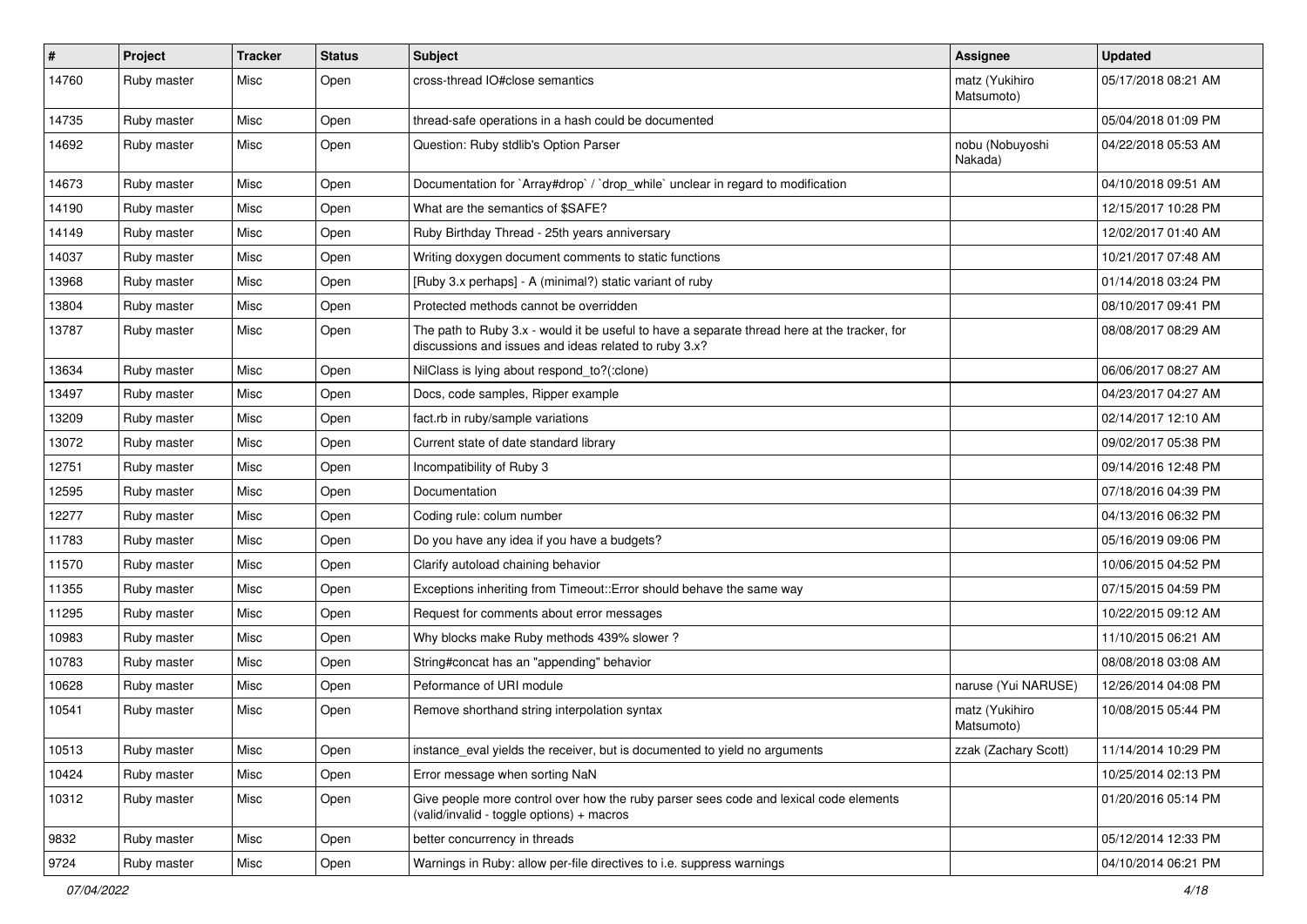| # | Project | Tracker | Status | Subject | Assignee | Updated |
|---|---|---|---|---|---|---|
| 14760 | Ruby master | Misc | Open | cross-thread IO#close semantics | matz (Yukihiro Matsumoto) | 05/17/2018 08:21 AM |
| 14735 | Ruby master | Misc | Open | thread-safe operations in a hash could be documented | | 05/04/2018 01:09 PM |
| 14692 | Ruby master | Misc | Open | Question: Ruby stdlib's Option Parser | nobu (Nobuyoshi Nakada) | 04/22/2018 05:53 AM |
| 14673 | Ruby master | Misc | Open | Documentation for `Array#drop` / `drop_while` unclear in regard to modification | | 04/10/2018 09:51 AM |
| 14190 | Ruby master | Misc | Open | What are the semantics of $SAFE? | | 12/15/2017 10:28 PM |
| 14149 | Ruby master | Misc | Open | Ruby Birthday Thread - 25th years anniversary | | 12/02/2017 01:40 AM |
| 14037 | Ruby master | Misc | Open | Writing doxygen document comments to static functions | | 10/21/2017 07:48 AM |
| 13968 | Ruby master | Misc | Open | [Ruby 3.x perhaps] - A (minimal?) static variant of ruby | | 01/14/2018 03:24 PM |
| 13804 | Ruby master | Misc | Open | Protected methods cannot be overridden | | 08/10/2017 09:41 PM |
| 13787 | Ruby master | Misc | Open | The path to Ruby 3.x - would it be useful to have a separate thread here at the tracker, for discussions and issues and ideas related to ruby 3.x? | | 08/08/2017 08:29 AM |
| 13634 | Ruby master | Misc | Open | NilClass is lying about respond_to?(:clone) | | 06/06/2017 08:27 AM |
| 13497 | Ruby master | Misc | Open | Docs, code samples, Ripper example | | 04/23/2017 04:27 AM |
| 13209 | Ruby master | Misc | Open | fact.rb in ruby/sample variations | | 02/14/2017 12:10 AM |
| 13072 | Ruby master | Misc | Open | Current state of date standard library | | 09/02/2017 05:38 PM |
| 12751 | Ruby master | Misc | Open | Incompatibility of Ruby 3 | | 09/14/2016 12:48 PM |
| 12595 | Ruby master | Misc | Open | Documentation | | 07/18/2016 04:39 PM |
| 12277 | Ruby master | Misc | Open | Coding rule: colum number | | 04/13/2016 06:32 PM |
| 11783 | Ruby master | Misc | Open | Do you have any idea if you have a budgets? | | 05/16/2019 09:06 PM |
| 11570 | Ruby master | Misc | Open | Clarify autoload chaining behavior | | 10/06/2015 04:52 PM |
| 11355 | Ruby master | Misc | Open | Exceptions inheriting from Timeout::Error should behave the same way | | 07/15/2015 04:59 PM |
| 11295 | Ruby master | Misc | Open | Request for comments about error messages | | 10/22/2015 09:12 AM |
| 10983 | Ruby master | Misc | Open | Why blocks make Ruby methods 439% slower ? | | 11/10/2015 06:21 AM |
| 10783 | Ruby master | Misc | Open | String#concat has an "appending" behavior | | 08/08/2018 03:08 AM |
| 10628 | Ruby master | Misc | Open | Peformance of URI module | naruse (Yui NARUSE) | 12/26/2014 04:08 PM |
| 10541 | Ruby master | Misc | Open | Remove shorthand string interpolation syntax | matz (Yukihiro Matsumoto) | 10/08/2015 05:44 PM |
| 10513 | Ruby master | Misc | Open | instance_eval yields the receiver, but is documented to yield no arguments | zzak (Zachary Scott) | 11/14/2014 10:29 PM |
| 10424 | Ruby master | Misc | Open | Error message when sorting NaN | | 10/25/2014 02:13 PM |
| 10312 | Ruby master | Misc | Open | Give people more control over how the ruby parser sees code and lexical code elements (valid/invalid - toggle options) + macros | | 01/20/2016 05:14 PM |
| 9832 | Ruby master | Misc | Open | better concurrency in threads | | 05/12/2014 12:33 PM |
| 9724 | Ruby master | Misc | Open | Warnings in Ruby: allow per-file directives to i.e. suppress warnings | | 04/10/2014 06:21 PM |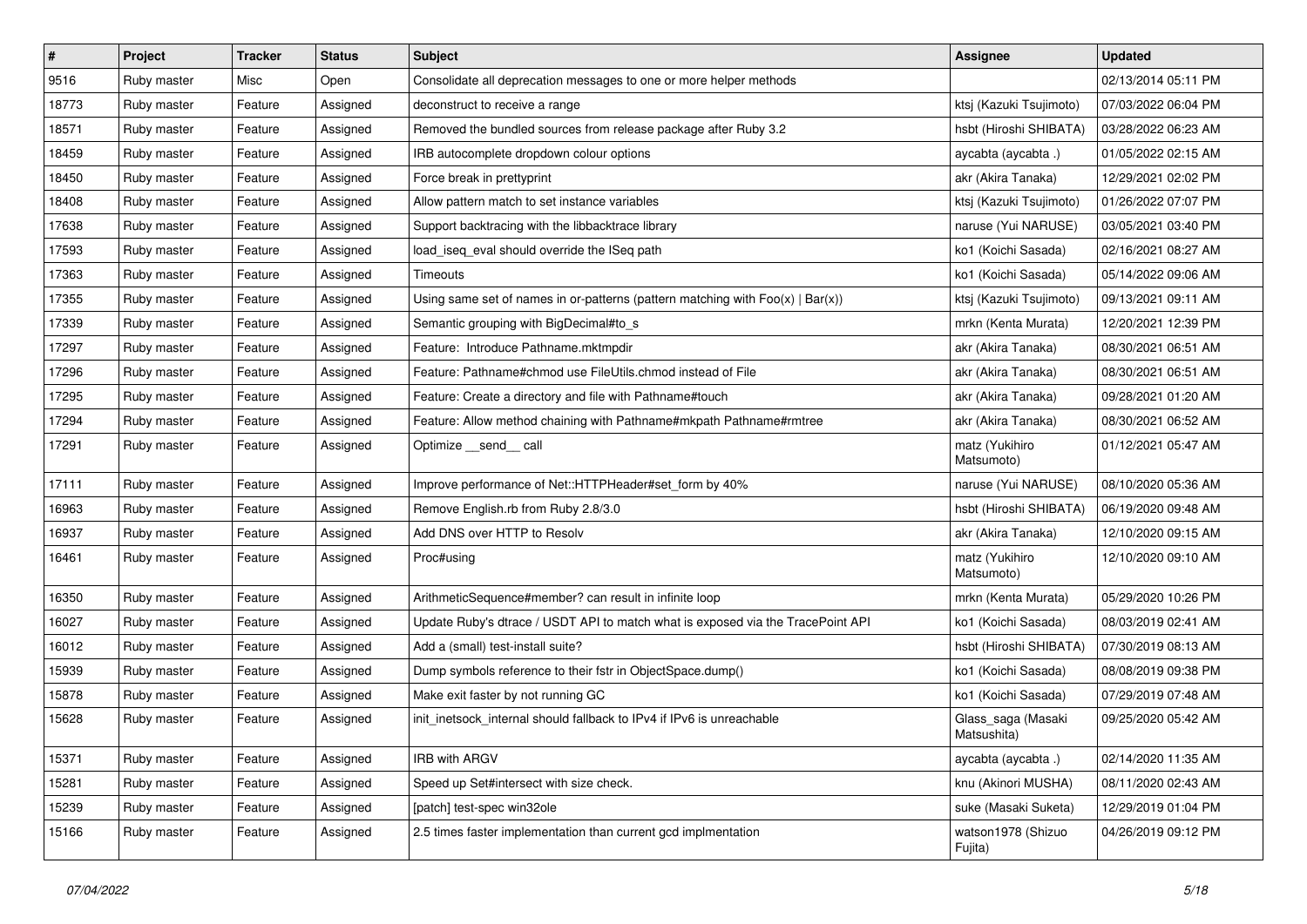| # | Project | Tracker | Status | Subject | Assignee | Updated |
|---|---|---|---|---|---|---|
| 9516 | Ruby master | Misc | Open | Consolidate all deprecation messages to one or more helper methods | | 02/13/2014 05:11 PM |
| 18773 | Ruby master | Feature | Assigned | deconstruct to receive a range | ktsj (Kazuki Tsujimoto) | 07/03/2022 06:04 PM |
| 18571 | Ruby master | Feature | Assigned | Removed the bundled sources from release package after Ruby 3.2 | hsbt (Hiroshi SHIBATA) | 03/28/2022 06:23 AM |
| 18459 | Ruby master | Feature | Assigned | IRB autocomplete dropdown colour options | aycabta (aycabta .) | 01/05/2022 02:15 AM |
| 18450 | Ruby master | Feature | Assigned | Force break in prettyprint | akr (Akira Tanaka) | 12/29/2021 02:02 PM |
| 18408 | Ruby master | Feature | Assigned | Allow pattern match to set instance variables | ktsj (Kazuki Tsujimoto) | 01/26/2022 07:07 PM |
| 17638 | Ruby master | Feature | Assigned | Support backtracing with the libbacktrace library | naruse (Yui NARUSE) | 03/05/2021 03:40 PM |
| 17593 | Ruby master | Feature | Assigned | load_iseq_eval should override the ISeq path | ko1 (Koichi Sasada) | 02/16/2021 08:27 AM |
| 17363 | Ruby master | Feature | Assigned | Timeouts | ko1 (Koichi Sasada) | 05/14/2022 09:06 AM |
| 17355 | Ruby master | Feature | Assigned | Using same set of names in or-patterns (pattern matching with Foo(x) \| Bar(x)) | ktsj (Kazuki Tsujimoto) | 09/13/2021 09:11 AM |
| 17339 | Ruby master | Feature | Assigned | Semantic grouping with BigDecimal#to_s | mrkn (Kenta Murata) | 12/20/2021 12:39 PM |
| 17297 | Ruby master | Feature | Assigned | Feature: Introduce Pathname.mktmpdir | akr (Akira Tanaka) | 08/30/2021 06:51 AM |
| 17296 | Ruby master | Feature | Assigned | Feature: Pathname#chmod use FileUtils.chmod instead of File | akr (Akira Tanaka) | 08/30/2021 06:51 AM |
| 17295 | Ruby master | Feature | Assigned | Feature: Create a directory and file with Pathname#touch | akr (Akira Tanaka) | 09/28/2021 01:20 AM |
| 17294 | Ruby master | Feature | Assigned | Feature: Allow method chaining with Pathname#mkpath Pathname#rmtree | akr (Akira Tanaka) | 08/30/2021 06:52 AM |
| 17291 | Ruby master | Feature | Assigned | Optimize __send__ call | matz (Yukihiro Matsumoto) | 01/12/2021 05:47 AM |
| 17111 | Ruby master | Feature | Assigned | Improve performance of Net::HTTPHeader#set_form by 40% | naruse (Yui NARUSE) | 08/10/2020 05:36 AM |
| 16963 | Ruby master | Feature | Assigned | Remove English.rb from Ruby 2.8/3.0 | hsbt (Hiroshi SHIBATA) | 06/19/2020 09:48 AM |
| 16937 | Ruby master | Feature | Assigned | Add DNS over HTTP to Resolv | akr (Akira Tanaka) | 12/10/2020 09:15 AM |
| 16461 | Ruby master | Feature | Assigned | Proc#using | matz (Yukihiro Matsumoto) | 12/10/2020 09:10 AM |
| 16350 | Ruby master | Feature | Assigned | ArithmeticSequence#member? can result in infinite loop | mrkn (Kenta Murata) | 05/29/2020 10:26 PM |
| 16027 | Ruby master | Feature | Assigned | Update Ruby's dtrace / USDT API to match what is exposed via the TracePoint API | ko1 (Koichi Sasada) | 08/03/2019 02:41 AM |
| 16012 | Ruby master | Feature | Assigned | Add a (small) test-install suite? | hsbt (Hiroshi SHIBATA) | 07/30/2019 08:13 AM |
| 15939 | Ruby master | Feature | Assigned | Dump symbols reference to their fstr in ObjectSpace.dump() | ko1 (Koichi Sasada) | 08/08/2019 09:38 PM |
| 15878 | Ruby master | Feature | Assigned | Make exit faster by not running GC | ko1 (Koichi Sasada) | 07/29/2019 07:48 AM |
| 15628 | Ruby master | Feature | Assigned | init_inetsock_internal should fallback to IPv4 if IPv6 is unreachable | Glass_saga (Masaki Matsushita) | 09/25/2020 05:42 AM |
| 15371 | Ruby master | Feature | Assigned | IRB with ARGV | aycabta (aycabta .) | 02/14/2020 11:35 AM |
| 15281 | Ruby master | Feature | Assigned | Speed up Set#intersect with size check. | knu (Akinori MUSHA) | 08/11/2020 02:43 AM |
| 15239 | Ruby master | Feature | Assigned | [patch] test-spec win32ole | suke (Masaki Suketa) | 12/29/2019 01:04 PM |
| 15166 | Ruby master | Feature | Assigned | 2.5 times faster implementation than current gcd implmentation | watson1978 (Shizuo Fujita) | 04/26/2019 09:12 PM |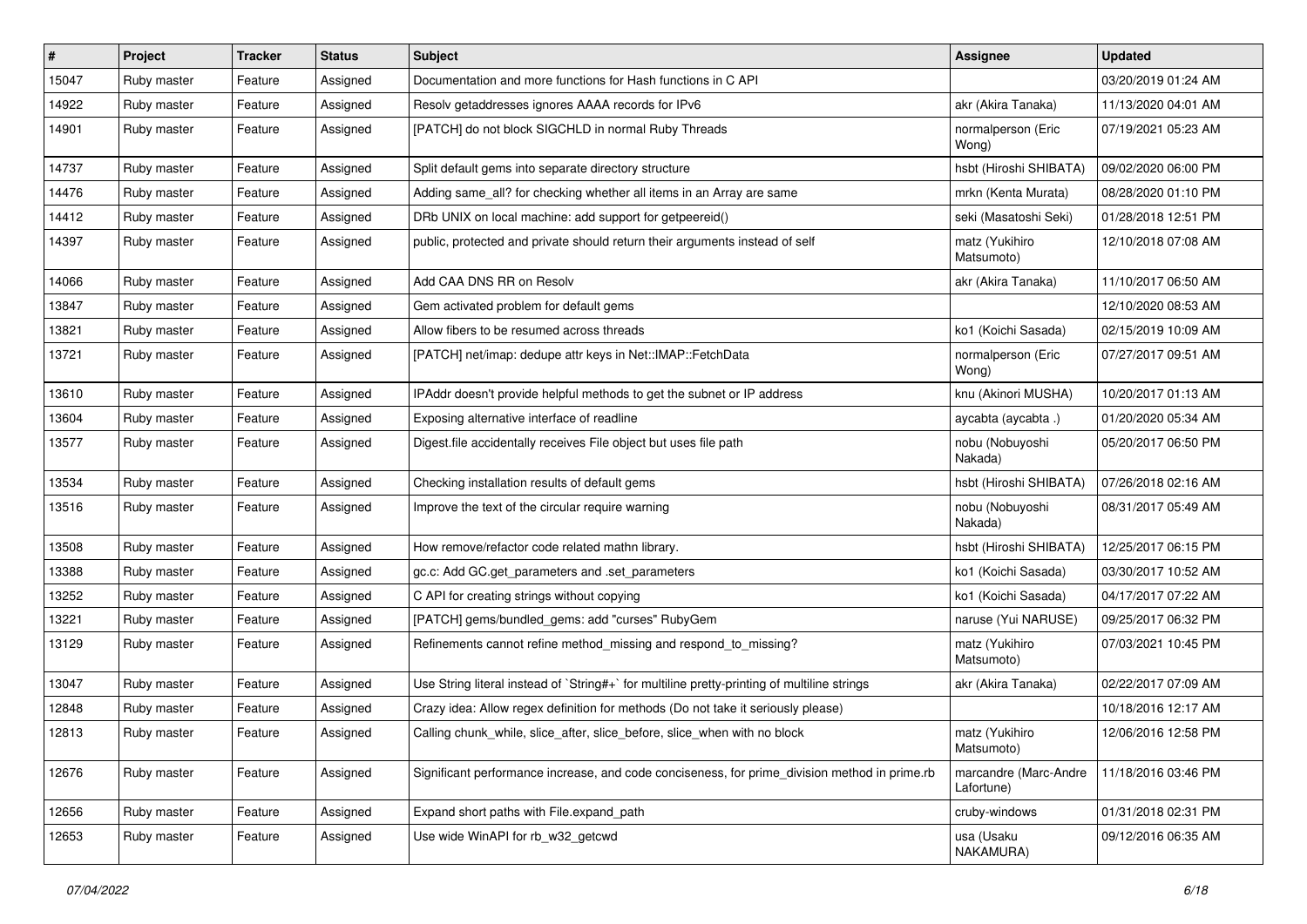| # | Project | Tracker | Status | Subject | Assignee | Updated |
| --- | --- | --- | --- | --- | --- | --- |
| 15047 | Ruby master | Feature | Assigned | Documentation and more functions for Hash functions in C API | | 03/20/2019 01:24 AM |
| 14922 | Ruby master | Feature | Assigned | Resolv getaddresses ignores AAAA records for IPv6 | akr (Akira Tanaka) | 11/13/2020 04:01 AM |
| 14901 | Ruby master | Feature | Assigned | [PATCH] do not block SIGCHLD in normal Ruby Threads | normalperson (Eric Wong) | 07/19/2021 05:23 AM |
| 14737 | Ruby master | Feature | Assigned | Split default gems into separate directory structure | hsbt (Hiroshi SHIBATA) | 09/02/2020 06:00 PM |
| 14476 | Ruby master | Feature | Assigned | Adding same_all? for checking whether all items in an Array are same | mrkn (Kenta Murata) | 08/28/2020 01:10 PM |
| 14412 | Ruby master | Feature | Assigned | DRb UNIX on local machine: add support for getpeereid() | seki (Masatoshi Seki) | 01/28/2018 12:51 PM |
| 14397 | Ruby master | Feature | Assigned | public, protected and private should return their arguments instead of self | matz (Yukihiro Matsumoto) | 12/10/2018 07:08 AM |
| 14066 | Ruby master | Feature | Assigned | Add CAA DNS RR on Resolv | akr (Akira Tanaka) | 11/10/2017 06:50 AM |
| 13847 | Ruby master | Feature | Assigned | Gem activated problem for default gems | | 12/10/2020 08:53 AM |
| 13821 | Ruby master | Feature | Assigned | Allow fibers to be resumed across threads | ko1 (Koichi Sasada) | 02/15/2019 10:09 AM |
| 13721 | Ruby master | Feature | Assigned | [PATCH] net/imap: dedupe attr keys in Net::IMAP::FetchData | normalperson (Eric Wong) | 07/27/2017 09:51 AM |
| 13610 | Ruby master | Feature | Assigned | IPAddr doesn't provide helpful methods to get the subnet or IP address | knu (Akinori MUSHA) | 10/20/2017 01:13 AM |
| 13604 | Ruby master | Feature | Assigned | Exposing alternative interface of readline | aycabta (aycabta .) | 01/20/2020 05:34 AM |
| 13577 | Ruby master | Feature | Assigned | Digest.file accidentally receives File object but uses file path | nobu (Nobuyoshi Nakada) | 05/20/2017 06:50 PM |
| 13534 | Ruby master | Feature | Assigned | Checking installation results of default gems | hsbt (Hiroshi SHIBATA) | 07/26/2018 02:16 AM |
| 13516 | Ruby master | Feature | Assigned | Improve the text of the circular require warning | nobu (Nobuyoshi Nakada) | 08/31/2017 05:49 AM |
| 13508 | Ruby master | Feature | Assigned | How remove/refactor code related mathn library. | hsbt (Hiroshi SHIBATA) | 12/25/2017 06:15 PM |
| 13388 | Ruby master | Feature | Assigned | gc.c: Add GC.get_parameters and .set_parameters | ko1 (Koichi Sasada) | 03/30/2017 10:52 AM |
| 13252 | Ruby master | Feature | Assigned | C API for creating strings without copying | ko1 (Koichi Sasada) | 04/17/2017 07:22 AM |
| 13221 | Ruby master | Feature | Assigned | [PATCH] gems/bundled_gems: add "curses" RubyGem | naruse (Yui NARUSE) | 09/25/2017 06:32 PM |
| 13129 | Ruby master | Feature | Assigned | Refinements cannot refine method_missing and respond_to_missing? | matz (Yukihiro Matsumoto) | 07/03/2021 10:45 PM |
| 13047 | Ruby master | Feature | Assigned | Use String literal instead of `String#+` for multiline pretty-printing of multiline strings | akr (Akira Tanaka) | 02/22/2017 07:09 AM |
| 12848 | Ruby master | Feature | Assigned | Crazy idea: Allow regex definition for methods (Do not take it seriously please) | | 10/18/2016 12:17 AM |
| 12813 | Ruby master | Feature | Assigned | Calling chunk_while, slice_after, slice_before, slice_when with no block | matz (Yukihiro Matsumoto) | 12/06/2016 12:58 PM |
| 12676 | Ruby master | Feature | Assigned | Significant performance increase, and code conciseness, for prime_division method in prime.rb | marcandre (Marc-Andre Lafortune) | 11/18/2016 03:46 PM |
| 12656 | Ruby master | Feature | Assigned | Expand short paths with File.expand_path | cruby-windows | 01/31/2018 02:31 PM |
| 12653 | Ruby master | Feature | Assigned | Use wide WinAPI for rb_w32_getcwd | usa (Usaku NAKAMURA) | 09/12/2016 06:35 AM |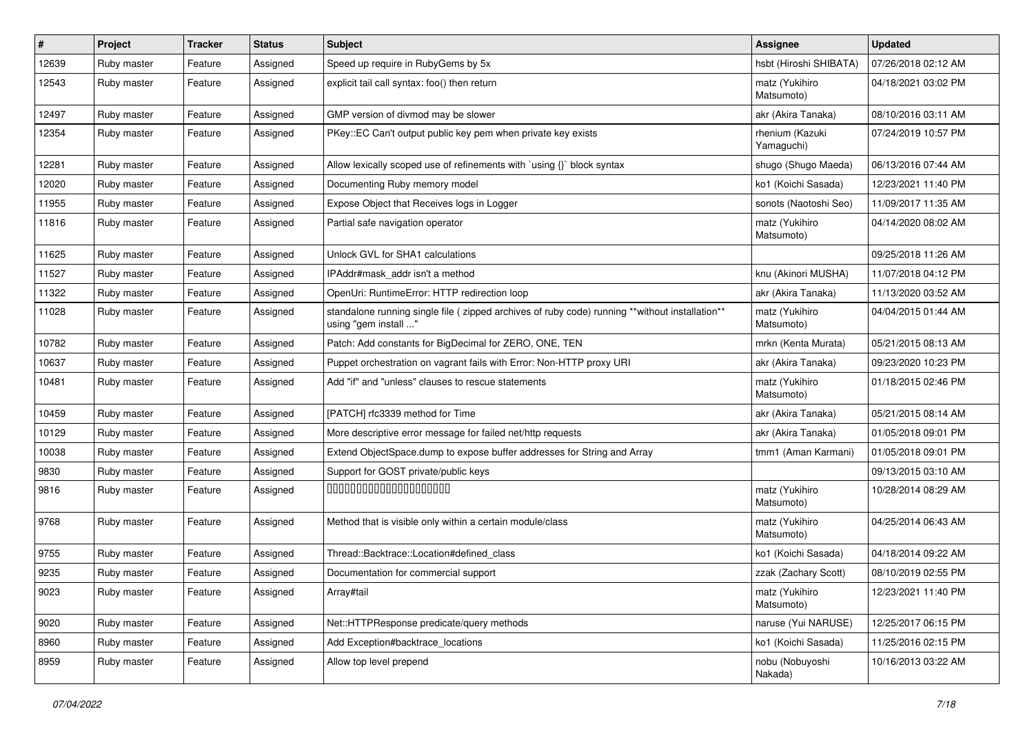| # | Project | Tracker | Status | Subject | Assignee | Updated |
| --- | --- | --- | --- | --- | --- | --- |
| 12639 | Ruby master | Feature | Assigned | Speed up require in RubyGems by 5x | hsbt (Hiroshi SHIBATA) | 07/26/2018 02:12 AM |
| 12543 | Ruby master | Feature | Assigned | explicit tail call syntax: foo() then return | matz (Yukihiro Matsumoto) | 04/18/2021 03:02 PM |
| 12497 | Ruby master | Feature | Assigned | GMP version of divmod may be slower | akr (Akira Tanaka) | 08/10/2016 03:11 AM |
| 12354 | Ruby master | Feature | Assigned | PKey::EC Can't output public key pem when private key exists | rhenium (Kazuki Yamaguchi) | 07/24/2019 10:57 PM |
| 12281 | Ruby master | Feature | Assigned | Allow lexically scoped use of refinements with `using {}` block syntax | shugo (Shugo Maeda) | 06/13/2016 07:44 AM |
| 12020 | Ruby master | Feature | Assigned | Documenting Ruby memory model | ko1 (Koichi Sasada) | 12/23/2021 11:40 PM |
| 11955 | Ruby master | Feature | Assigned | Expose Object that Receives logs in Logger | sonots (Naotoshi Seo) | 11/09/2017 11:35 AM |
| 11816 | Ruby master | Feature | Assigned | Partial safe navigation operator | matz (Yukihiro Matsumoto) | 04/14/2020 08:02 AM |
| 11625 | Ruby master | Feature | Assigned | Unlock GVL for SHA1 calculations | | 09/25/2018 11:26 AM |
| 11527 | Ruby master | Feature | Assigned | IPAddr#mask_addr isn't a method | knu (Akinori MUSHA) | 11/07/2018 04:12 PM |
| 11322 | Ruby master | Feature | Assigned | OpenUri: RuntimeError: HTTP redirection loop | akr (Akira Tanaka) | 11/13/2020 03:52 AM |
| 11028 | Ruby master | Feature | Assigned | standalone running single file ( zipped archives of ruby code) running **without installation** using "gem install ..." | matz (Yukihiro Matsumoto) | 04/04/2015 01:44 AM |
| 10782 | Ruby master | Feature | Assigned | Patch: Add constants for BigDecimal for ZERO, ONE, TEN | mrkn (Kenta Murata) | 05/21/2015 08:13 AM |
| 10637 | Ruby master | Feature | Assigned | Puppet orchestration on vagrant fails with Error: Non-HTTP proxy URI | akr (Akira Tanaka) | 09/23/2020 10:23 PM |
| 10481 | Ruby master | Feature | Assigned | Add "if" and "unless" clauses to rescue statements | matz (Yukihiro Matsumoto) | 01/18/2015 02:46 PM |
| 10459 | Ruby master | Feature | Assigned | [PATCH] rfc3339 method for Time | akr (Akira Tanaka) | 05/21/2015 08:14 AM |
| 10129 | Ruby master | Feature | Assigned | More descriptive error message for failed net/http requests | akr (Akira Tanaka) | 01/05/2018 09:01 PM |
| 10038 | Ruby master | Feature | Assigned | Extend ObjectSpace.dump to expose buffer addresses for String and Array | tmm1 (Aman Karmani) | 01/05/2018 09:01 PM |
| 9830 | Ruby master | Feature | Assigned | Support for GOST private/public keys | | 09/13/2015 03:10 AM |
| 9816 | Ruby master | Feature | Assigned | 00000000000000000000 | matz (Yukihiro Matsumoto) | 10/28/2014 08:29 AM |
| 9768 | Ruby master | Feature | Assigned | Method that is visible only within a certain module/class | matz (Yukihiro Matsumoto) | 04/25/2014 06:43 AM |
| 9755 | Ruby master | Feature | Assigned | Thread::Backtrace::Location#defined_class | ko1 (Koichi Sasada) | 04/18/2014 09:22 AM |
| 9235 | Ruby master | Feature | Assigned | Documentation for commercial support | zzak (Zachary Scott) | 08/10/2019 02:55 PM |
| 9023 | Ruby master | Feature | Assigned | Array#tail | matz (Yukihiro Matsumoto) | 12/23/2021 11:40 PM |
| 9020 | Ruby master | Feature | Assigned | Net::HTTPResponse predicate/query methods | naruse (Yui NARUSE) | 12/25/2017 06:15 PM |
| 8960 | Ruby master | Feature | Assigned | Add Exception#backtrace_locations | ko1 (Koichi Sasada) | 11/25/2016 02:15 PM |
| 8959 | Ruby master | Feature | Assigned | Allow top level prepend | nobu (Nobuyoshi Nakada) | 10/16/2013 03:22 AM |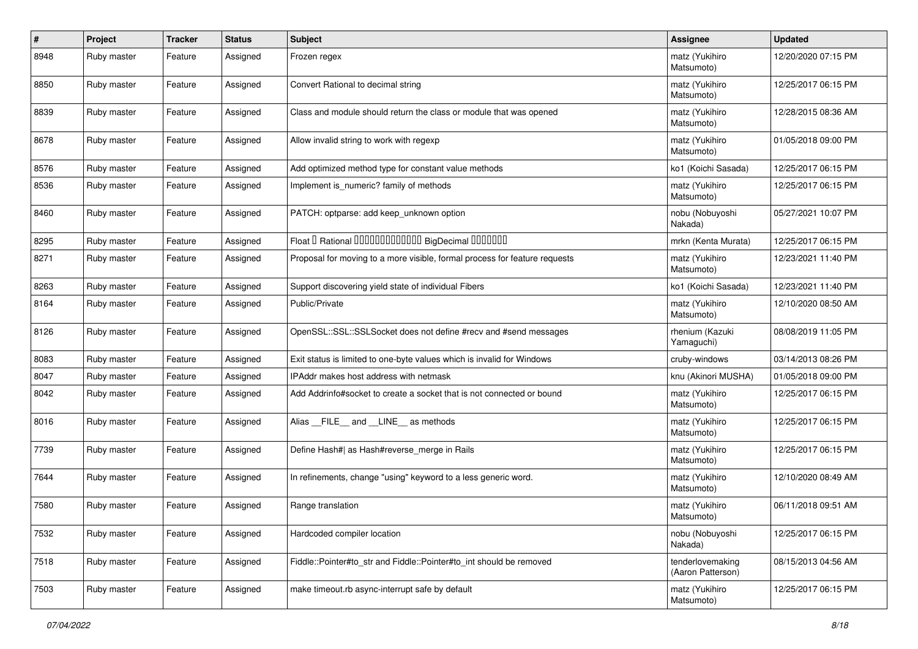| # | Project | Tracker | Status | Subject | Assignee | Updated |
|---|---|---|---|---|---|---|
| 8948 | Ruby master | Feature | Assigned | Frozen regex | matz (Yukihiro Matsumoto) | 12/20/2020 07:15 PM |
| 8850 | Ruby master | Feature | Assigned | Convert Rational to decimal string | matz (Yukihiro Matsumoto) | 12/25/2017 06:15 PM |
| 8839 | Ruby master | Feature | Assigned | Class and module should return the class or module that was opened | matz (Yukihiro Matsumoto) | 12/28/2015 08:36 AM |
| 8678 | Ruby master | Feature | Assigned | Allow invalid string to work with regexp | matz (Yukihiro Matsumoto) | 01/05/2018 09:00 PM |
| 8576 | Ruby master | Feature | Assigned | Add optimized method type for constant value methods | ko1 (Koichi Sasada) | 12/25/2017 06:15 PM |
| 8536 | Ruby master | Feature | Assigned | Implement is_numeric? family of methods | matz (Yukihiro Matsumoto) | 12/25/2017 06:15 PM |
| 8460 | Ruby master | Feature | Assigned | PATCH: optparse: add keep_unknown option | nobu (Nobuyoshi Nakada) | 05/27/2021 10:07 PM |
| 8295 | Ruby master | Feature | Assigned | Float � Rational �������������� BigDecimal ������� | mrkn (Kenta Murata) | 12/25/2017 06:15 PM |
| 8271 | Ruby master | Feature | Assigned | Proposal for moving to a more visible, formal process for feature requests | matz (Yukihiro Matsumoto) | 12/23/2021 11:40 PM |
| 8263 | Ruby master | Feature | Assigned | Support discovering yield state of individual Fibers | ko1 (Koichi Sasada) | 12/23/2021 11:40 PM |
| 8164 | Ruby master | Feature | Assigned | Public/Private | matz (Yukihiro Matsumoto) | 12/10/2020 08:50 AM |
| 8126 | Ruby master | Feature | Assigned | OpenSSL::SSL::SSLSocket does not define #recv and #send messages | rhenium (Kazuki Yamaguchi) | 08/08/2019 11:05 PM |
| 8083 | Ruby master | Feature | Assigned | Exit status is limited to one-byte values which is invalid for Windows | cruby-windows | 03/14/2013 08:26 PM |
| 8047 | Ruby master | Feature | Assigned | IPAddr makes host address with netmask | knu (Akinori MUSHA) | 01/05/2018 09:00 PM |
| 8042 | Ruby master | Feature | Assigned | Add Addrinfo#socket to create a socket that is not connected or bound | matz (Yukihiro Matsumoto) | 12/25/2017 06:15 PM |
| 8016 | Ruby master | Feature | Assigned | Alias __FILE__ and __LINE__ as methods | matz (Yukihiro Matsumoto) | 12/25/2017 06:15 PM |
| 7739 | Ruby master | Feature | Assigned | Define Hash#\| as Hash#reverse_merge in Rails | matz (Yukihiro Matsumoto) | 12/25/2017 06:15 PM |
| 7644 | Ruby master | Feature | Assigned | In refinements, change "using" keyword to a less generic word. | matz (Yukihiro Matsumoto) | 12/10/2020 08:49 AM |
| 7580 | Ruby master | Feature | Assigned | Range translation | matz (Yukihiro Matsumoto) | 06/11/2018 09:51 AM |
| 7532 | Ruby master | Feature | Assigned | Hardcoded compiler location | nobu (Nobuyoshi Nakada) | 12/25/2017 06:15 PM |
| 7518 | Ruby master | Feature | Assigned | Fiddle::Pointer#to_str and Fiddle::Pointer#to_int should be removed | tenderlovemaking (Aaron Patterson) | 08/15/2013 04:56 AM |
| 7503 | Ruby master | Feature | Assigned | make timeout.rb async-interrupt safe by default | matz (Yukihiro Matsumoto) | 12/25/2017 06:15 PM |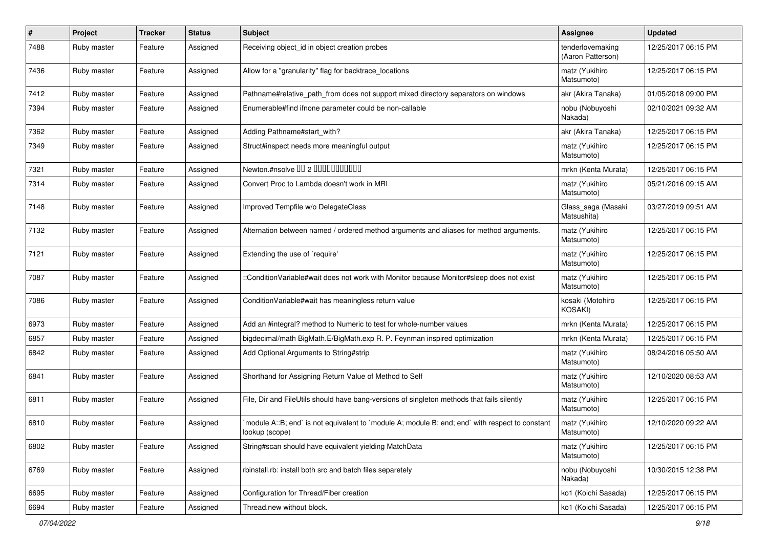| # | Project | Tracker | Status | Subject | Assignee | Updated |
|---|---|---|---|---|---|---|
| 7488 | Ruby master | Feature | Assigned | Receiving object_id in object creation probes | tenderlovemaking (Aaron Patterson) | 12/25/2017 06:15 PM |
| 7436 | Ruby master | Feature | Assigned | Allow for a "granularity" flag for backtrace_locations | matz (Yukihiro Matsumoto) | 12/25/2017 06:15 PM |
| 7412 | Ruby master | Feature | Assigned | Pathname#relative_path_from does not support mixed directory separators on windows | akr (Akira Tanaka) | 01/05/2018 09:00 PM |
| 7394 | Ruby master | Feature | Assigned | Enumerable#find ifnone parameter could be non-callable | nobu (Nobuyoshi Nakada) | 02/10/2021 09:32 AM |
| 7362 | Ruby master | Feature | Assigned | Adding Pathname#start_with? | akr (Akira Tanaka) | 12/25/2017 06:15 PM |
| 7349 | Ruby master | Feature | Assigned | Struct#inspect needs more meaningful output | matz (Yukihiro Matsumoto) | 12/25/2017 06:15 PM |
| 7321 | Ruby master | Feature | Assigned | Newton.#nsolve 00 2 00000000000 | mrkn (Kenta Murata) | 12/25/2017 06:15 PM |
| 7314 | Ruby master | Feature | Assigned | Convert Proc to Lambda doesn't work in MRI | matz (Yukihiro Matsumoto) | 05/21/2016 09:15 AM |
| 7148 | Ruby master | Feature | Assigned | Improved Tempfile w/o DelegateClass | Glass_saga (Masaki Matsushita) | 03/27/2019 09:51 AM |
| 7132 | Ruby master | Feature | Assigned | Alternation between named / ordered method arguments and aliases for method arguments. | matz (Yukihiro Matsumoto) | 12/25/2017 06:15 PM |
| 7121 | Ruby master | Feature | Assigned | Extending the use of `require' | matz (Yukihiro Matsumoto) | 12/25/2017 06:15 PM |
| 7087 | Ruby master | Feature | Assigned | ::ConditionVariable#wait does not work with Monitor because Monitor#sleep does not exist | matz (Yukihiro Matsumoto) | 12/25/2017 06:15 PM |
| 7086 | Ruby master | Feature | Assigned | ConditionVariable#wait has meaningless return value | kosaki (Motohiro KOSAKI) | 12/25/2017 06:15 PM |
| 6973 | Ruby master | Feature | Assigned | Add an #integral? method to Numeric to test for whole-number values | mrkn (Kenta Murata) | 12/25/2017 06:15 PM |
| 6857 | Ruby master | Feature | Assigned | bigdecimal/math BigMath.E/BigMath.exp R. P. Feynman inspired optimization | mrkn (Kenta Murata) | 12/25/2017 06:15 PM |
| 6842 | Ruby master | Feature | Assigned | Add Optional Arguments to String#strip | matz (Yukihiro Matsumoto) | 08/24/2016 05:50 AM |
| 6841 | Ruby master | Feature | Assigned | Shorthand for Assigning Return Value of Method to Self | matz (Yukihiro Matsumoto) | 12/10/2020 08:53 AM |
| 6811 | Ruby master | Feature | Assigned | File, Dir and FileUtils should have bang-versions of singleton methods that fails silently | matz (Yukihiro Matsumoto) | 12/25/2017 06:15 PM |
| 6810 | Ruby master | Feature | Assigned | `module A::B; end` is not equivalent to `module A; module B; end; end` with respect to constant lookup (scope) | matz (Yukihiro Matsumoto) | 12/10/2020 09:22 AM |
| 6802 | Ruby master | Feature | Assigned | String#scan should have equivalent yielding MatchData | matz (Yukihiro Matsumoto) | 12/25/2017 06:15 PM |
| 6769 | Ruby master | Feature | Assigned | rbinstall.rb: install both src and batch files separetely | nobu (Nobuyoshi Nakada) | 10/30/2015 12:38 PM |
| 6695 | Ruby master | Feature | Assigned | Configuration for Thread/Fiber creation | ko1 (Koichi Sasada) | 12/25/2017 06:15 PM |
| 6694 | Ruby master | Feature | Assigned | Thread.new without block. | ko1 (Koichi Sasada) | 12/25/2017 06:15 PM |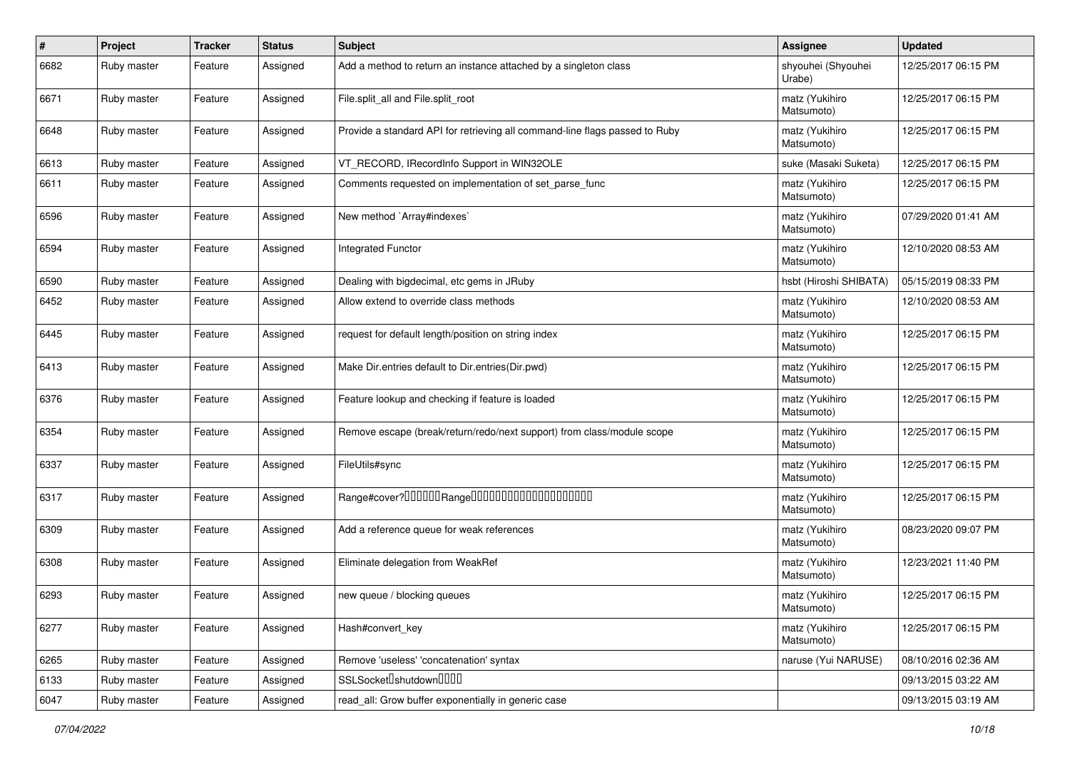| # | Project | Tracker | Status | Subject | Assignee | Updated |
|---|---|---|---|---|---|---|
| 6682 | Ruby master | Feature | Assigned | Add a method to return an instance attached by a singleton class | shyouhei (Shyouhei Urabe) | 12/25/2017 06:15 PM |
| 6671 | Ruby master | Feature | Assigned | File.split_all and File.split_root | matz (Yukihiro Matsumoto) | 12/25/2017 06:15 PM |
| 6648 | Ruby master | Feature | Assigned | Provide a standard API for retrieving all command-line flags passed to Ruby | matz (Yukihiro Matsumoto) | 12/25/2017 06:15 PM |
| 6613 | Ruby master | Feature | Assigned | VT_RECORD, IRecordInfo Support in WIN32OLE | suke (Masaki Suketa) | 12/25/2017 06:15 PM |
| 6611 | Ruby master | Feature | Assigned | Comments requested on implementation of set_parse_func | matz (Yukihiro Matsumoto) | 12/25/2017 06:15 PM |
| 6596 | Ruby master | Feature | Assigned | New method `Array#indexes` | matz (Yukihiro Matsumoto) | 07/29/2020 01:41 AM |
| 6594 | Ruby master | Feature | Assigned | Integrated Functor | matz (Yukihiro Matsumoto) | 12/10/2020 08:53 AM |
| 6590 | Ruby master | Feature | Assigned | Dealing with bigdecimal, etc gems in JRuby | hsbt (Hiroshi SHIBATA) | 05/15/2019 08:33 PM |
| 6452 | Ruby master | Feature | Assigned | Allow extend to override class methods | matz (Yukihiro Matsumoto) | 12/10/2020 08:53 AM |
| 6445 | Ruby master | Feature | Assigned | request for default length/position on string index | matz (Yukihiro Matsumoto) | 12/25/2017 06:15 PM |
| 6413 | Ruby master | Feature | Assigned | Make Dir.entries default to Dir.entries(Dir.pwd) | matz (Yukihiro Matsumoto) | 12/25/2017 06:15 PM |
| 6376 | Ruby master | Feature | Assigned | Feature lookup and checking if feature is loaded | matz (Yukihiro Matsumoto) | 12/25/2017 06:15 PM |
| 6354 | Ruby master | Feature | Assigned | Remove escape (break/return/redo/next support) from class/module scope | matz (Yukihiro Matsumoto) | 12/25/2017 06:15 PM |
| 6337 | Ruby master | Feature | Assigned | FileUtils#sync | matz (Yukihiro Matsumoto) | 12/25/2017 06:15 PM |
| 6317 | Ruby master | Feature | Assigned | Range#cover?□□□□□□Range□□□□□□□□□□□□□□□□□□□□ | matz (Yukihiro Matsumoto) | 12/25/2017 06:15 PM |
| 6309 | Ruby master | Feature | Assigned | Add a reference queue for weak references | matz (Yukihiro Matsumoto) | 08/23/2020 09:07 PM |
| 6308 | Ruby master | Feature | Assigned | Eliminate delegation from WeakRef | matz (Yukihiro Matsumoto) | 12/23/2021 11:40 PM |
| 6293 | Ruby master | Feature | Assigned | new queue / blocking queues | matz (Yukihiro Matsumoto) | 12/25/2017 06:15 PM |
| 6277 | Ruby master | Feature | Assigned | Hash#convert_key | matz (Yukihiro Matsumoto) | 12/25/2017 06:15 PM |
| 6265 | Ruby master | Feature | Assigned | Remove 'useless' 'concatenation' syntax | naruse (Yui NARUSE) | 08/10/2016 02:36 AM |
| 6133 | Ruby master | Feature | Assigned | SSLSocket□shutdown□□□□ | | 09/13/2015 03:22 AM |
| 6047 | Ruby master | Feature | Assigned | read_all: Grow buffer exponentially in generic case | | 09/13/2015 03:19 AM |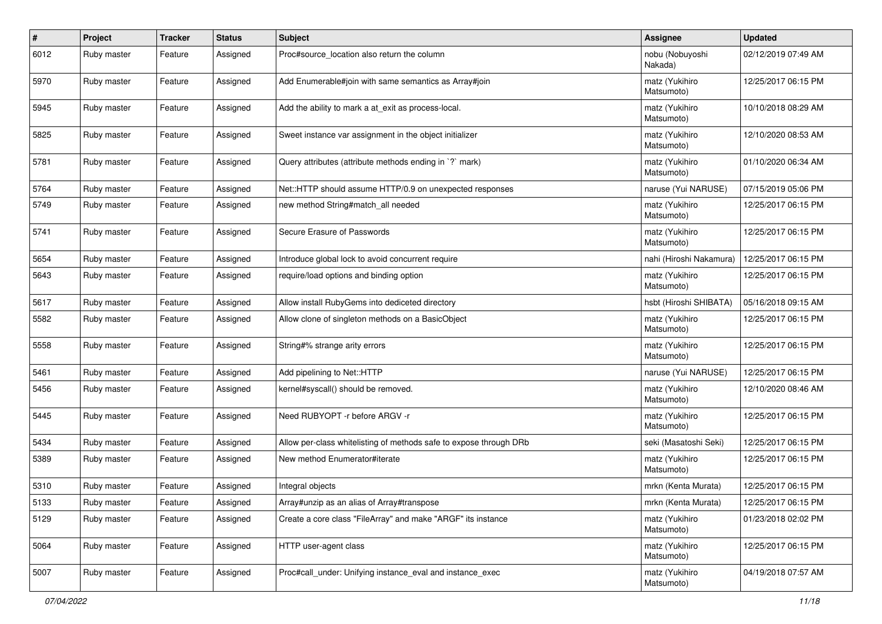| # | Project | Tracker | Status | Subject | Assignee | Updated |
|---|---|---|---|---|---|---|
| 6012 | Ruby master | Feature | Assigned | Proc#source_location also return the column | nobu (Nobuyoshi Nakada) | 02/12/2019 07:49 AM |
| 5970 | Ruby master | Feature | Assigned | Add Enumerable#join with same semantics as Array#join | matz (Yukihiro Matsumoto) | 12/25/2017 06:15 PM |
| 5945 | Ruby master | Feature | Assigned | Add the ability to mark a at_exit as process-local. | matz (Yukihiro Matsumoto) | 10/10/2018 08:29 AM |
| 5825 | Ruby master | Feature | Assigned | Sweet instance var assignment in the object initializer | matz (Yukihiro Matsumoto) | 12/10/2020 08:53 AM |
| 5781 | Ruby master | Feature | Assigned | Query attributes (attribute methods ending in `?` mark) | matz (Yukihiro Matsumoto) | 01/10/2020 06:34 AM |
| 5764 | Ruby master | Feature | Assigned | Net::HTTP should assume HTTP/0.9 on unexpected responses | naruse (Yui NARUSE) | 07/15/2019 05:06 PM |
| 5749 | Ruby master | Feature | Assigned | new method String#match_all needed | matz (Yukihiro Matsumoto) | 12/25/2017 06:15 PM |
| 5741 | Ruby master | Feature | Assigned | Secure Erasure of Passwords | matz (Yukihiro Matsumoto) | 12/25/2017 06:15 PM |
| 5654 | Ruby master | Feature | Assigned | Introduce global lock to avoid concurrent require | nahi (Hiroshi Nakamura) | 12/25/2017 06:15 PM |
| 5643 | Ruby master | Feature | Assigned | require/load options and binding option | matz (Yukihiro Matsumoto) | 12/25/2017 06:15 PM |
| 5617 | Ruby master | Feature | Assigned | Allow install RubyGems into dediceted directory | hsbt (Hiroshi SHIBATA) | 05/16/2018 09:15 AM |
| 5582 | Ruby master | Feature | Assigned | Allow clone of singleton methods on a BasicObject | matz (Yukihiro Matsumoto) | 12/25/2017 06:15 PM |
| 5558 | Ruby master | Feature | Assigned | String#% strange arity errors | matz (Yukihiro Matsumoto) | 12/25/2017 06:15 PM |
| 5461 | Ruby master | Feature | Assigned | Add pipelining to Net::HTTP | naruse (Yui NARUSE) | 12/25/2017 06:15 PM |
| 5456 | Ruby master | Feature | Assigned | kernel#syscall() should be removed. | matz (Yukihiro Matsumoto) | 12/10/2020 08:46 AM |
| 5445 | Ruby master | Feature | Assigned | Need RUBYOPT -r before ARGV -r | matz (Yukihiro Matsumoto) | 12/25/2017 06:15 PM |
| 5434 | Ruby master | Feature | Assigned | Allow per-class whitelisting of methods safe to expose through DRb | seki (Masatoshi Seki) | 12/25/2017 06:15 PM |
| 5389 | Ruby master | Feature | Assigned | New method Enumerator#iterate | matz (Yukihiro Matsumoto) | 12/25/2017 06:15 PM |
| 5310 | Ruby master | Feature | Assigned | Integral objects | mrkn (Kenta Murata) | 12/25/2017 06:15 PM |
| 5133 | Ruby master | Feature | Assigned | Array#unzip as an alias of Array#transpose | mrkn (Kenta Murata) | 12/25/2017 06:15 PM |
| 5129 | Ruby master | Feature | Assigned | Create a core class "FileArray" and make "ARGF" its instance | matz (Yukihiro Matsumoto) | 01/23/2018 02:02 PM |
| 5064 | Ruby master | Feature | Assigned | HTTP user-agent class | matz (Yukihiro Matsumoto) | 12/25/2017 06:15 PM |
| 5007 | Ruby master | Feature | Assigned | Proc#call_under: Unifying instance_eval and instance_exec | matz (Yukihiro Matsumoto) | 04/19/2018 07:57 AM |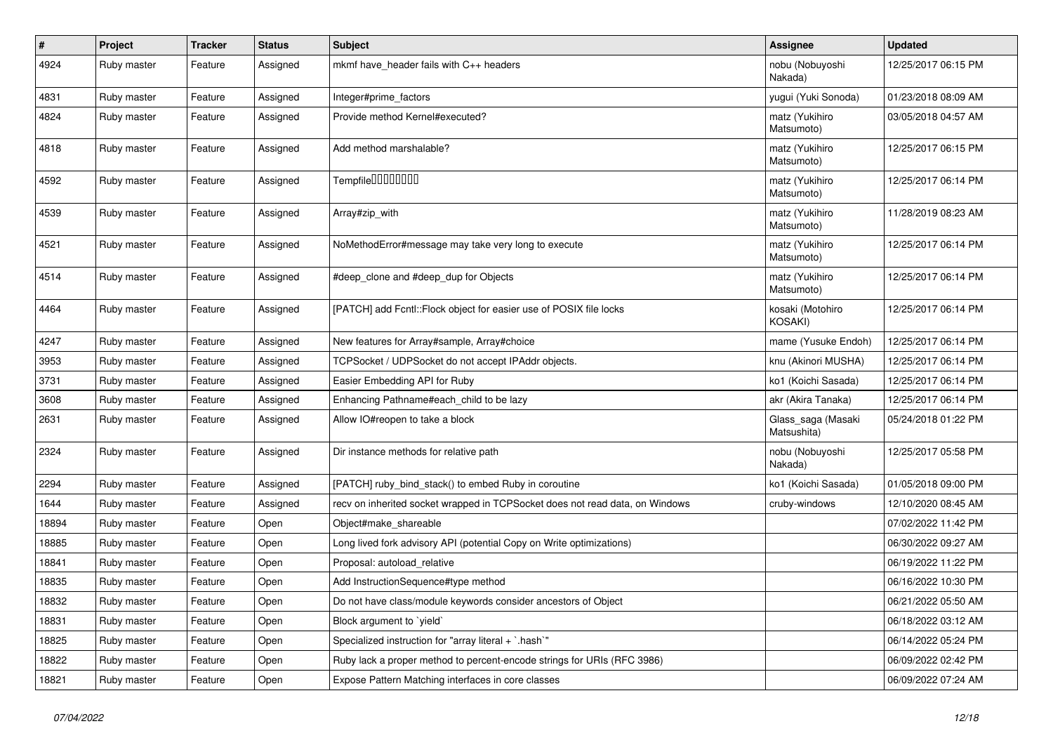| # | Project | Tracker | Status | Subject | Assignee | Updated |
|---|---|---|---|---|---|---|
| 4924 | Ruby master | Feature | Assigned | mkmf have_header fails with C++ headers | nobu (Nobuyoshi Nakada) | 12/25/2017 06:15 PM |
| 4831 | Ruby master | Feature | Assigned | Integer#prime_factors | yugui (Yuki Sonoda) | 01/23/2018 08:09 AM |
| 4824 | Ruby master | Feature | Assigned | Provide method Kernel#executed? | matz (Yukihiro Matsumoto) | 03/05/2018 04:57 AM |
| 4818 | Ruby master | Feature | Assigned | Add method marshalable? | matz (Yukihiro Matsumoto) | 12/25/2017 06:15 PM |
| 4592 | Ruby master | Feature | Assigned | Tempfile□□□□□□□ | matz (Yukihiro Matsumoto) | 12/25/2017 06:14 PM |
| 4539 | Ruby master | Feature | Assigned | Array#zip_with | matz (Yukihiro Matsumoto) | 11/28/2019 08:23 AM |
| 4521 | Ruby master | Feature | Assigned | NoMethodError#message may take very long to execute | matz (Yukihiro Matsumoto) | 12/25/2017 06:14 PM |
| 4514 | Ruby master | Feature | Assigned | #deep_clone and #deep_dup for Objects | matz (Yukihiro Matsumoto) | 12/25/2017 06:14 PM |
| 4464 | Ruby master | Feature | Assigned | [PATCH] add Fcntl::Flock object for easier use of POSIX file locks | kosaki (Motohiro KOSAKI) | 12/25/2017 06:14 PM |
| 4247 | Ruby master | Feature | Assigned | New features for Array#sample, Array#choice | mame (Yusuke Endoh) | 12/25/2017 06:14 PM |
| 3953 | Ruby master | Feature | Assigned | TCPSocket / UDPSocket do not accept IPAddr objects. | knu (Akinori MUSHA) | 12/25/2017 06:14 PM |
| 3731 | Ruby master | Feature | Assigned | Easier Embedding API for Ruby | ko1 (Koichi Sasada) | 12/25/2017 06:14 PM |
| 3608 | Ruby master | Feature | Assigned | Enhancing Pathname#each_child to be lazy | akr (Akira Tanaka) | 12/25/2017 06:14 PM |
| 2631 | Ruby master | Feature | Assigned | Allow IO#reopen to take a block | Glass_saga (Masaki Matsushita) | 05/24/2018 01:22 PM |
| 2324 | Ruby master | Feature | Assigned | Dir instance methods for relative path | nobu (Nobuyoshi Nakada) | 12/25/2017 05:58 PM |
| 2294 | Ruby master | Feature | Assigned | [PATCH] ruby_bind_stack() to embed Ruby in coroutine | ko1 (Koichi Sasada) | 01/05/2018 09:00 PM |
| 1644 | Ruby master | Feature | Assigned | recv on inherited socket wrapped in TCPSocket does not read data, on Windows | cruby-windows | 12/10/2020 08:45 AM |
| 18894 | Ruby master | Feature | Open | Object#make_shareable | | 07/02/2022 11:42 PM |
| 18885 | Ruby master | Feature | Open | Long lived fork advisory API (potential Copy on Write optimizations) | | 06/30/2022 09:27 AM |
| 18841 | Ruby master | Feature | Open | Proposal: autoload_relative | | 06/19/2022 11:22 PM |
| 18835 | Ruby master | Feature | Open | Add InstructionSequence#type method | | 06/16/2022 10:30 PM |
| 18832 | Ruby master | Feature | Open | Do not have class/module keywords consider ancestors of Object | | 06/21/2022 05:50 AM |
| 18831 | Ruby master | Feature | Open | Block argument to `yield` | | 06/18/2022 03:12 AM |
| 18825 | Ruby master | Feature | Open | Specialized instruction for "array literal + `.hash`" | | 06/14/2022 05:24 PM |
| 18822 | Ruby master | Feature | Open | Ruby lack a proper method to percent-encode strings for URIs (RFC 3986) | | 06/09/2022 02:42 PM |
| 18821 | Ruby master | Feature | Open | Expose Pattern Matching interfaces in core classes | | 06/09/2022 07:24 AM |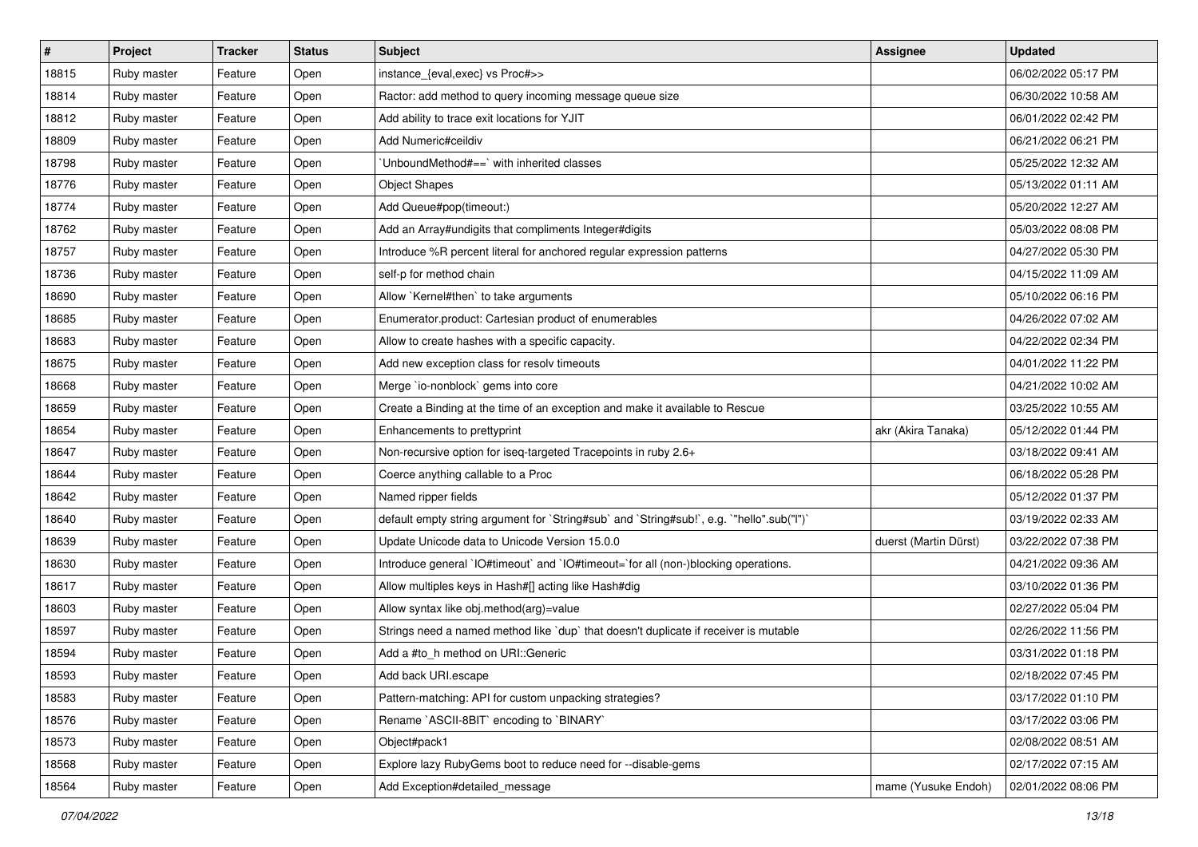| # | Project | Tracker | Status | Subject | Assignee | Updated |
|---|---|---|---|---|---|---|
| 18815 | Ruby master | Feature | Open | instance_{eval,exec} vs Proc#>> | | 06/02/2022 05:17 PM |
| 18814 | Ruby master | Feature | Open | Ractor: add method to query incoming message queue size | | 06/30/2022 10:58 AM |
| 18812 | Ruby master | Feature | Open | Add ability to trace exit locations for YJIT | | 06/01/2022 02:42 PM |
| 18809 | Ruby master | Feature | Open | Add Numeric#ceildiv | | 06/21/2022 06:21 PM |
| 18798 | Ruby master | Feature | Open | `UnboundMethod#==` with inherited classes | | 05/25/2022 12:32 AM |
| 18776 | Ruby master | Feature | Open | Object Shapes | | 05/13/2022 01:11 AM |
| 18774 | Ruby master | Feature | Open | Add Queue#pop(timeout:) | | 05/20/2022 12:27 AM |
| 18762 | Ruby master | Feature | Open | Add an Array#undigits that compliments Integer#digits | | 05/03/2022 08:08 PM |
| 18757 | Ruby master | Feature | Open | Introduce %R percent literal for anchored regular expression patterns | | 04/27/2022 05:30 PM |
| 18736 | Ruby master | Feature | Open | self-p for method chain | | 04/15/2022 11:09 AM |
| 18690 | Ruby master | Feature | Open | Allow `Kernel#then` to take arguments | | 05/10/2022 06:16 PM |
| 18685 | Ruby master | Feature | Open | Enumerator.product: Cartesian product of enumerables | | 04/26/2022 07:02 AM |
| 18683 | Ruby master | Feature | Open | Allow to create hashes with a specific capacity. | | 04/22/2022 02:34 PM |
| 18675 | Ruby master | Feature | Open | Add new exception class for resolv timeouts | | 04/01/2022 11:22 PM |
| 18668 | Ruby master | Feature | Open | Merge `io-nonblock` gems into core | | 04/21/2022 10:02 AM |
| 18659 | Ruby master | Feature | Open | Create a Binding at the time of an exception and make it available to Rescue | | 03/25/2022 10:55 AM |
| 18654 | Ruby master | Feature | Open | Enhancements to prettyprint | akr (Akira Tanaka) | 05/12/2022 01:44 PM |
| 18647 | Ruby master | Feature | Open | Non-recursive option for iseq-targeted Tracepoints in ruby 2.6+ | | 03/18/2022 09:41 AM |
| 18644 | Ruby master | Feature | Open | Coerce anything callable to a Proc | | 06/18/2022 05:28 PM |
| 18642 | Ruby master | Feature | Open | Named ripper fields | | 05/12/2022 01:37 PM |
| 18640 | Ruby master | Feature | Open | default empty string argument for `String#sub` and `String#sub!`, e.g. `"hello".sub("l")` | | 03/19/2022 02:33 AM |
| 18639 | Ruby master | Feature | Open | Update Unicode data to Unicode Version 15.0.0 | duerst (Martin Dürst) | 03/22/2022 07:38 PM |
| 18630 | Ruby master | Feature | Open | Introduce general `IO#timeout` and `IO#timeout=`for all (non-)blocking operations. | | 04/21/2022 09:36 AM |
| 18617 | Ruby master | Feature | Open | Allow multiples keys in Hash#[] acting like Hash#dig | | 03/10/2022 01:36 PM |
| 18603 | Ruby master | Feature | Open | Allow syntax like obj.method(arg)=value | | 02/27/2022 05:04 PM |
| 18597 | Ruby master | Feature | Open | Strings need a named method like `dup` that doesn't duplicate if receiver is mutable | | 02/26/2022 11:56 PM |
| 18594 | Ruby master | Feature | Open | Add a #to_h method on URI::Generic | | 03/31/2022 01:18 PM |
| 18593 | Ruby master | Feature | Open | Add back URI.escape | | 02/18/2022 07:45 PM |
| 18583 | Ruby master | Feature | Open | Pattern-matching: API for custom unpacking strategies? | | 03/17/2022 01:10 PM |
| 18576 | Ruby master | Feature | Open | Rename `ASCII-8BIT` encoding to `BINARY` | | 03/17/2022 03:06 PM |
| 18573 | Ruby master | Feature | Open | Object#pack1 | | 02/08/2022 08:51 AM |
| 18568 | Ruby master | Feature | Open | Explore lazy RubyGems boot to reduce need for --disable-gems | | 02/17/2022 07:15 AM |
| 18564 | Ruby master | Feature | Open | Add Exception#detailed_message | mame (Yusuke Endoh) | 02/01/2022 08:06 PM |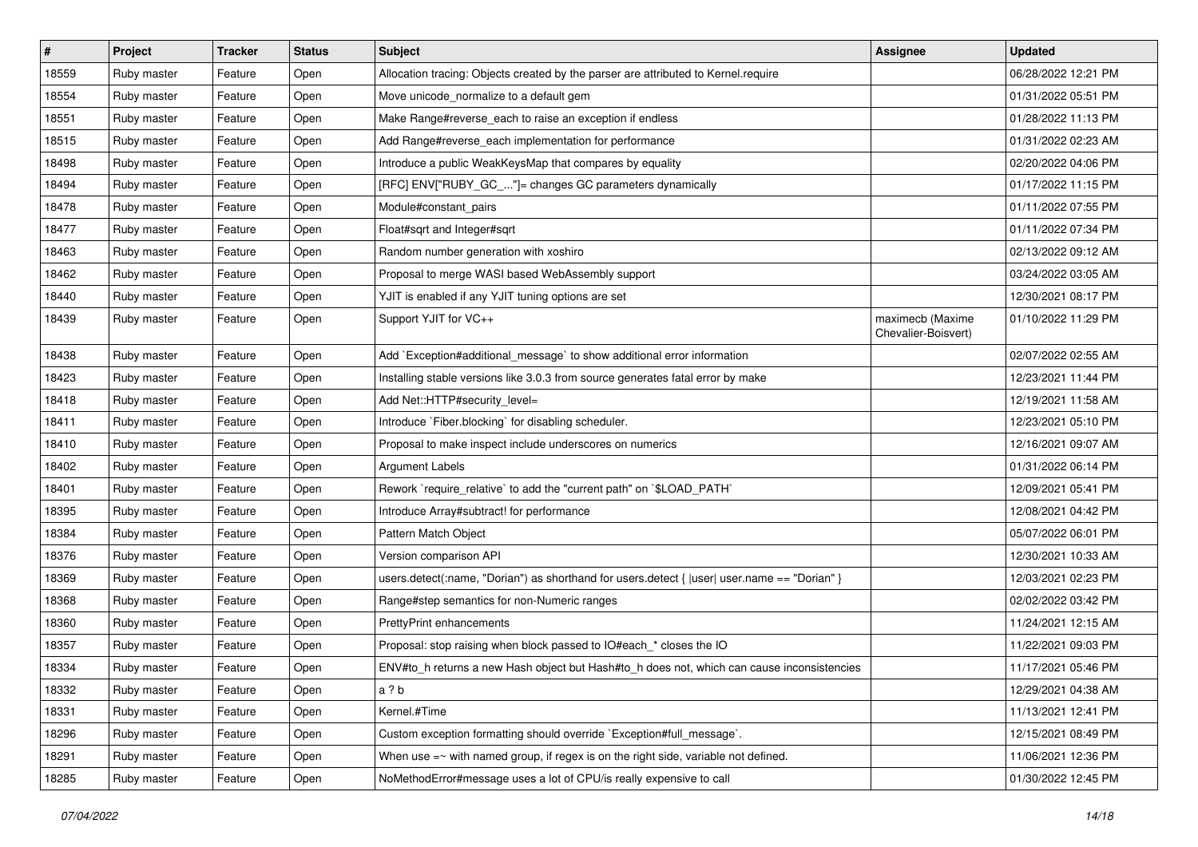| # | Project | Tracker | Status | Subject | Assignee | Updated |
| --- | --- | --- | --- | --- | --- | --- |
| 18559 | Ruby master | Feature | Open | Allocation tracing: Objects created by the parser are attributed to Kernel.require | | 06/28/2022 12:21 PM |
| 18554 | Ruby master | Feature | Open | Move unicode_normalize to a default gem | | 01/31/2022 05:51 PM |
| 18551 | Ruby master | Feature | Open | Make Range#reverse_each to raise an exception if endless | | 01/28/2022 11:13 PM |
| 18515 | Ruby master | Feature | Open | Add Range#reverse_each implementation for performance | | 01/31/2022 02:23 AM |
| 18498 | Ruby master | Feature | Open | Introduce a public WeakKeysMap that compares by equality | | 02/20/2022 04:06 PM |
| 18494 | Ruby master | Feature | Open | [RFC] ENV["RUBY_GC_..."]= changes GC parameters dynamically | | 01/17/2022 11:15 PM |
| 18478 | Ruby master | Feature | Open | Module#constant_pairs | | 01/11/2022 07:55 PM |
| 18477 | Ruby master | Feature | Open | Float#sqrt and Integer#sqrt | | 01/11/2022 07:34 PM |
| 18463 | Ruby master | Feature | Open | Random number generation with xoshiro | | 02/13/2022 09:12 AM |
| 18462 | Ruby master | Feature | Open | Proposal to merge WASI based WebAssembly support | | 03/24/2022 03:05 AM |
| 18440 | Ruby master | Feature | Open | YJIT is enabled if any YJIT tuning options are set | | 12/30/2021 08:17 PM |
| 18439 | Ruby master | Feature | Open | Support YJIT for VC++ | maximecb (Maxime Chevalier-Boisvert) | 01/10/2022 11:29 PM |
| 18438 | Ruby master | Feature | Open | Add `Exception#additional_message` to show additional error information | | 02/07/2022 02:55 AM |
| 18423 | Ruby master | Feature | Open | Installing stable versions like 3.0.3 from source generates fatal error by make | | 12/23/2021 11:44 PM |
| 18418 | Ruby master | Feature | Open | Add Net::HTTP#security_level= | | 12/19/2021 11:58 AM |
| 18411 | Ruby master | Feature | Open | Introduce `Fiber.blocking` for disabling scheduler. | | 12/23/2021 05:10 PM |
| 18410 | Ruby master | Feature | Open | Proposal to make inspect include underscores on numerics | | 12/16/2021 09:07 AM |
| 18402 | Ruby master | Feature | Open | Argument Labels | | 01/31/2022 06:14 PM |
| 18401 | Ruby master | Feature | Open | Rework `require_relative` to add the "current path" on `$LOAD_PATH` | | 12/09/2021 05:41 PM |
| 18395 | Ruby master | Feature | Open | Introduce Array#subtract! for performance | | 12/08/2021 04:42 PM |
| 18384 | Ruby master | Feature | Open | Pattern Match Object | | 05/07/2022 06:01 PM |
| 18376 | Ruby master | Feature | Open | Version comparison API | | 12/30/2021 10:33 AM |
| 18369 | Ruby master | Feature | Open | users.detect(:name, "Dorian") as shorthand for users.detect { \|user\| user.name == "Dorian" } | | 12/03/2021 02:23 PM |
| 18368 | Ruby master | Feature | Open | Range#step semantics for non-Numeric ranges | | 02/02/2022 03:42 PM |
| 18360 | Ruby master | Feature | Open | PrettyPrint enhancements | | 11/24/2021 12:15 AM |
| 18357 | Ruby master | Feature | Open | Proposal: stop raising when block passed to IO#each_* closes the IO | | 11/22/2021 09:03 PM |
| 18334 | Ruby master | Feature | Open | ENV#to_h returns a new Hash object but Hash#to_h does not, which can cause inconsistencies | | 11/17/2021 05:46 PM |
| 18332 | Ruby master | Feature | Open | a ? b | | 12/29/2021 04:38 AM |
| 18331 | Ruby master | Feature | Open | Kernel.#Time | | 11/13/2021 12:41 PM |
| 18296 | Ruby master | Feature | Open | Custom exception formatting should override `Exception#full_message`. | | 12/15/2021 08:49 PM |
| 18291 | Ruby master | Feature | Open | When use =~ with named group, if regex is on the right side, variable not defined. | | 11/06/2021 12:36 PM |
| 18285 | Ruby master | Feature | Open | NoMethodError#message uses a lot of CPU/is really expensive to call | | 01/30/2022 12:45 PM |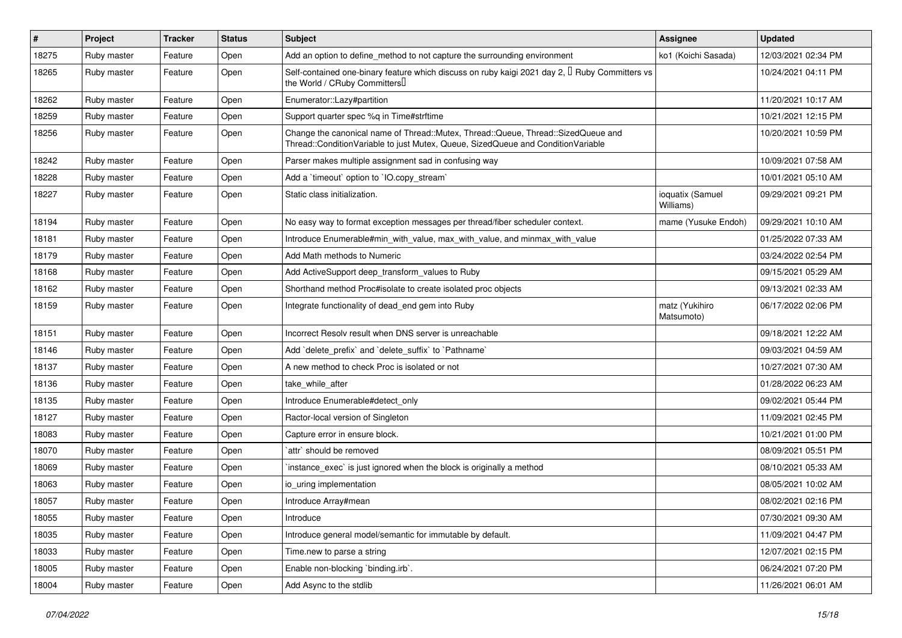| # | Project | Tracker | Status | Subject | Assignee | Updated |
|---|---|---|---|---|---|---|
| 18275 | Ruby master | Feature | Open | Add an option to define_method to not capture the surrounding environment | ko1 (Koichi Sasada) | 12/03/2021 02:34 PM |
| 18265 | Ruby master | Feature | Open | Self-contained one-binary feature which discuss on ruby kaigi 2021 day 2, 「Ruby Committers vs the World / CRuby Committers」 | | 10/24/2021 04:11 PM |
| 18262 | Ruby master | Feature | Open | Enumerator::Lazy#partition | | 11/20/2021 10:17 AM |
| 18259 | Ruby master | Feature | Open | Support quarter spec %q in Time#strftime | | 10/21/2021 12:15 PM |
| 18256 | Ruby master | Feature | Open | Change the canonical name of Thread::Mutex, Thread::Queue, Thread::SizedQueue and Thread::ConditionVariable to just Mutex, Queue, SizedQueue and ConditionVariable | | 10/20/2021 10:59 PM |
| 18242 | Ruby master | Feature | Open | Parser makes multiple assignment sad in confusing way | | 10/09/2021 07:58 AM |
| 18228 | Ruby master | Feature | Open | Add a `timeout` option to `IO.copy_stream` | | 10/01/2021 05:10 AM |
| 18227 | Ruby master | Feature | Open | Static class initialization. | ioquatix (Samuel Williams) | 09/29/2021 09:21 PM |
| 18194 | Ruby master | Feature | Open | No easy way to format exception messages per thread/fiber scheduler context. | mame (Yusuke Endoh) | 09/29/2021 10:10 AM |
| 18181 | Ruby master | Feature | Open | Introduce Enumerable#min_with_value, max_with_value, and minmax_with_value | | 01/25/2022 07:33 AM |
| 18179 | Ruby master | Feature | Open | Add Math methods to Numeric | | 03/24/2022 02:54 PM |
| 18168 | Ruby master | Feature | Open | Add ActiveSupport deep_transform_values to Ruby | | 09/15/2021 05:29 AM |
| 18162 | Ruby master | Feature | Open | Shorthand method Proc#isolate to create isolated proc objects | | 09/13/2021 02:33 AM |
| 18159 | Ruby master | Feature | Open | Integrate functionality of dead_end gem into Ruby | matz (Yukihiro Matsumoto) | 06/17/2022 02:06 PM |
| 18151 | Ruby master | Feature | Open | Incorrect Resolv result when DNS server is unreachable | | 09/18/2021 12:22 AM |
| 18146 | Ruby master | Feature | Open | Add `delete_prefix` and `delete_suffix` to `Pathname` | | 09/03/2021 04:59 AM |
| 18137 | Ruby master | Feature | Open | A new method to check Proc is isolated or not | | 10/27/2021 07:30 AM |
| 18136 | Ruby master | Feature | Open | take_while_after | | 01/28/2022 06:23 AM |
| 18135 | Ruby master | Feature | Open | Introduce Enumerable#detect_only | | 09/02/2021 05:44 PM |
| 18127 | Ruby master | Feature | Open | Ractor-local version of Singleton | | 11/09/2021 02:45 PM |
| 18083 | Ruby master | Feature | Open | Capture error in ensure block. | | 10/21/2021 01:00 PM |
| 18070 | Ruby master | Feature | Open | `attr` should be removed | | 08/09/2021 05:51 PM |
| 18069 | Ruby master | Feature | Open | `instance_exec` is just ignored when the block is originally a method | | 08/10/2021 05:33 AM |
| 18063 | Ruby master | Feature | Open | io_uring implementation | | 08/05/2021 10:02 AM |
| 18057 | Ruby master | Feature | Open | Introduce Array#mean | | 08/02/2021 02:16 PM |
| 18055 | Ruby master | Feature | Open | Introduce | | 07/30/2021 09:30 AM |
| 18035 | Ruby master | Feature | Open | Introduce general model/semantic for immutable by default. | | 11/09/2021 04:47 PM |
| 18033 | Ruby master | Feature | Open | Time.new to parse a string | | 12/07/2021 02:15 PM |
| 18005 | Ruby master | Feature | Open | Enable non-blocking `binding.irb`. | | 06/24/2021 07:20 PM |
| 18004 | Ruby master | Feature | Open | Add Async to the stdlib | | 11/26/2021 06:01 AM |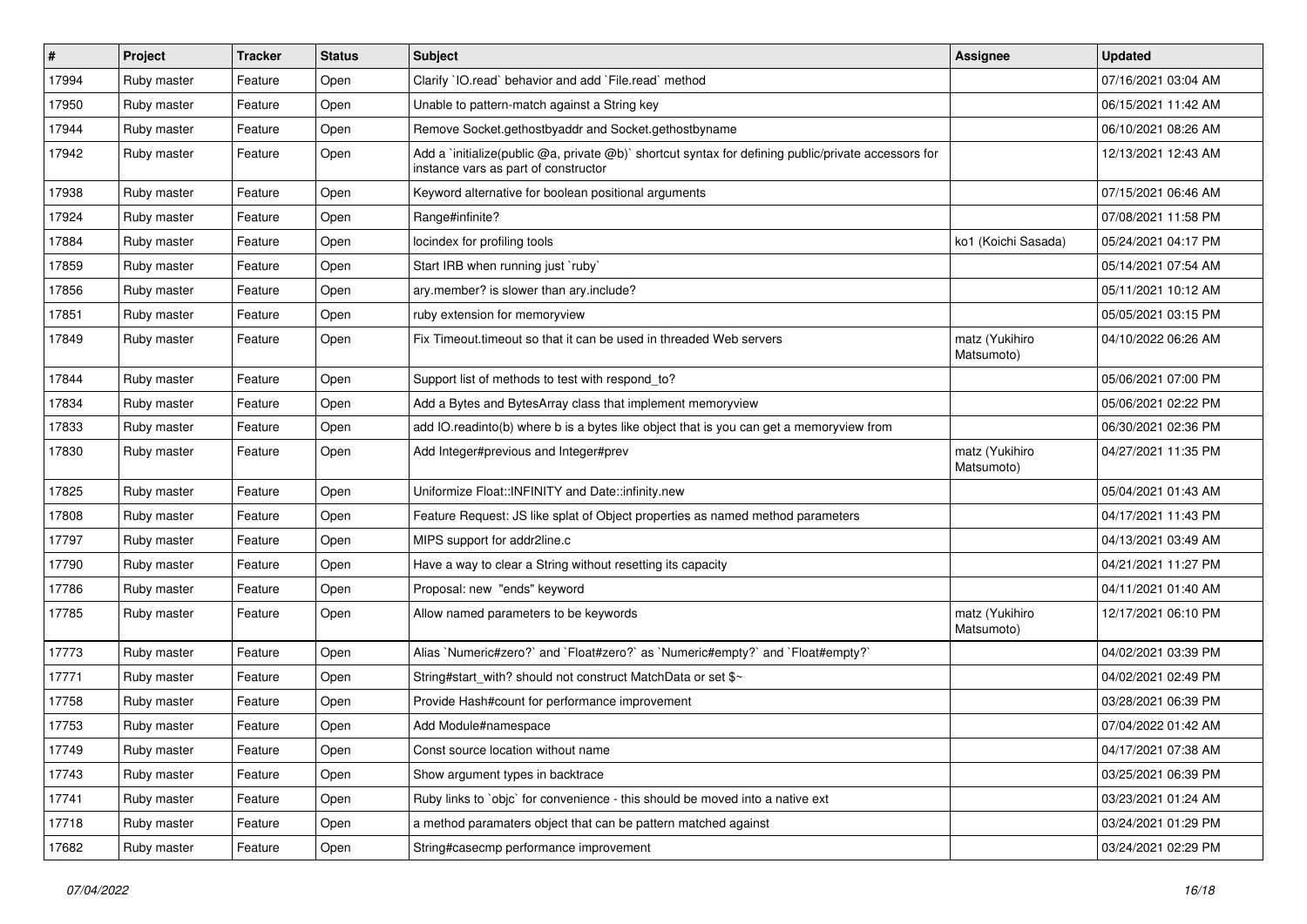| # | Project | Tracker | Status | Subject | Assignee | Updated |
|---|---|---|---|---|---|---|
| 17994 | Ruby master | Feature | Open | Clarify `IO.read` behavior and add `File.read` method | | 07/16/2021 03:04 AM |
| 17950 | Ruby master | Feature | Open | Unable to pattern-match against a String key | | 06/15/2021 11:42 AM |
| 17944 | Ruby master | Feature | Open | Remove Socket.gethostbyaddr and Socket.gethostbyname | | 06/10/2021 08:26 AM |
| 17942 | Ruby master | Feature | Open | Add a `initialize(public @a, private @b)` shortcut syntax for defining public/private accessors for instance vars as part of constructor | | 12/13/2021 12:43 AM |
| 17938 | Ruby master | Feature | Open | Keyword alternative for boolean positional arguments | | 07/15/2021 06:46 AM |
| 17924 | Ruby master | Feature | Open | Range#infinite? | | 07/08/2021 11:58 PM |
| 17884 | Ruby master | Feature | Open | locindex for profiling tools | ko1 (Koichi Sasada) | 05/24/2021 04:17 PM |
| 17859 | Ruby master | Feature | Open | Start IRB when running just `ruby` | | 05/14/2021 07:54 AM |
| 17856 | Ruby master | Feature | Open | ary.member? is slower than ary.include? | | 05/11/2021 10:12 AM |
| 17851 | Ruby master | Feature | Open | ruby extension for memoryview | | 05/05/2021 03:15 PM |
| 17849 | Ruby master | Feature | Open | Fix Timeout.timeout so that it can be used in threaded Web servers | matz (Yukihiro Matsumoto) | 04/10/2022 06:26 AM |
| 17844 | Ruby master | Feature | Open | Support list of methods to test with respond_to? | | 05/06/2021 07:00 PM |
| 17834 | Ruby master | Feature | Open | Add a Bytes and BytesArray class that implement memoryview | | 05/06/2021 02:22 PM |
| 17833 | Ruby master | Feature | Open | add IO.readinto(b) where b is a bytes like object that is you can get a memoryview from | | 06/30/2021 02:36 PM |
| 17830 | Ruby master | Feature | Open | Add Integer#previous and Integer#prev | matz (Yukihiro Matsumoto) | 04/27/2021 11:35 PM |
| 17825 | Ruby master | Feature | Open | Uniformize Float::INFINITY and Date::infinity.new | | 05/04/2021 01:43 AM |
| 17808 | Ruby master | Feature | Open | Feature Request: JS like splat of Object properties as named method parameters | | 04/17/2021 11:43 PM |
| 17797 | Ruby master | Feature | Open | MIPS support for addr2line.c | | 04/13/2021 03:49 AM |
| 17790 | Ruby master | Feature | Open | Have a way to clear a String without resetting its capacity | | 04/21/2021 11:27 PM |
| 17786 | Ruby master | Feature | Open | Proposal: new "ends" keyword | | 04/11/2021 01:40 AM |
| 17785 | Ruby master | Feature | Open | Allow named parameters to be keywords | matz (Yukihiro Matsumoto) | 12/17/2021 06:10 PM |
| 17773 | Ruby master | Feature | Open | Alias `Numeric#zero?` and `Float#zero?` as `Numeric#empty?` and `Float#empty?` | | 04/02/2021 03:39 PM |
| 17771 | Ruby master | Feature | Open | String#start_with? should not construct MatchData or set $~ | | 04/02/2021 02:49 PM |
| 17758 | Ruby master | Feature | Open | Provide Hash#count for performance improvement | | 03/28/2021 06:39 PM |
| 17753 | Ruby master | Feature | Open | Add Module#namespace | | 07/04/2022 01:42 AM |
| 17749 | Ruby master | Feature | Open | Const source location without name | | 04/17/2021 07:38 AM |
| 17743 | Ruby master | Feature | Open | Show argument types in backtrace | | 03/25/2021 06:39 PM |
| 17741 | Ruby master | Feature | Open | Ruby links to `objc` for convenience - this should be moved into a native ext | | 03/23/2021 01:24 AM |
| 17718 | Ruby master | Feature | Open | a method paramaters object that can be pattern matched against | | 03/24/2021 01:29 PM |
| 17682 | Ruby master | Feature | Open | String#casecmp performance improvement | | 03/24/2021 02:29 PM |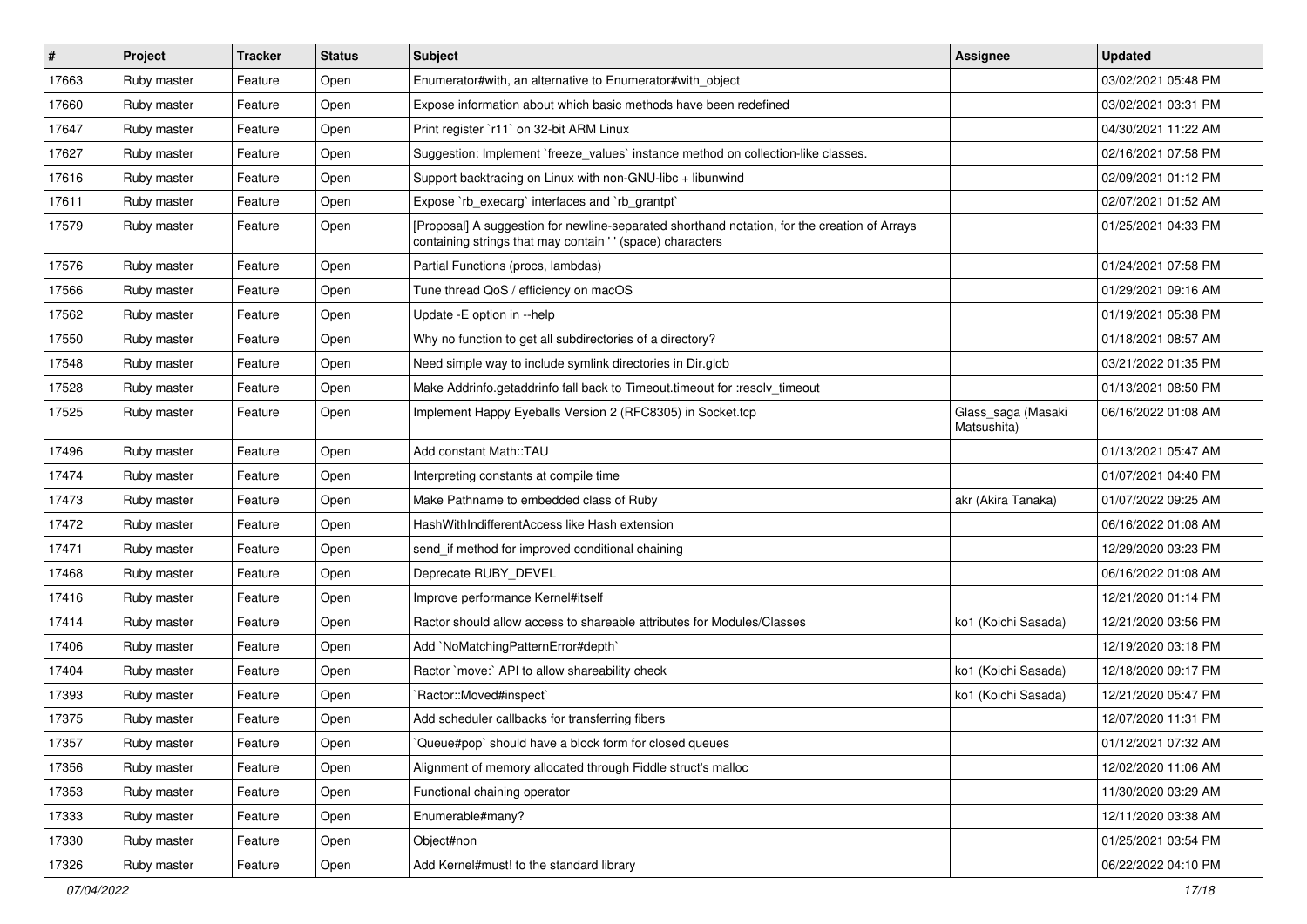| # | Project | Tracker | Status | Subject | Assignee | Updated |
| --- | --- | --- | --- | --- | --- | --- |
| 17663 | Ruby master | Feature | Open | Enumerator#with, an alternative to Enumerator#with_object | | 03/02/2021 05:48 PM |
| 17660 | Ruby master | Feature | Open | Expose information about which basic methods have been redefined | | 03/02/2021 03:31 PM |
| 17647 | Ruby master | Feature | Open | Print register `r11` on 32-bit ARM Linux | | 04/30/2021 11:22 AM |
| 17627 | Ruby master | Feature | Open | Suggestion: Implement `freeze_values` instance method on collection-like classes. | | 02/16/2021 07:58 PM |
| 17616 | Ruby master | Feature | Open | Support backtracing on Linux with non-GNU-libc + libunwind | | 02/09/2021 01:12 PM |
| 17611 | Ruby master | Feature | Open | Expose `rb_execarg` interfaces and `rb_grantpt` | | 02/07/2021 01:52 AM |
| 17579 | Ruby master | Feature | Open | [Proposal] A suggestion for newline-separated shorthand notation, for the creation of Arrays containing strings that may contain ' ' (space) characters | | 01/25/2021 04:33 PM |
| 17576 | Ruby master | Feature | Open | Partial Functions (procs, lambdas) | | 01/24/2021 07:58 PM |
| 17566 | Ruby master | Feature | Open | Tune thread QoS / efficiency on macOS | | 01/29/2021 09:16 AM |
| 17562 | Ruby master | Feature | Open | Update -E option in --help | | 01/19/2021 05:38 PM |
| 17550 | Ruby master | Feature | Open | Why no function to get all subdirectories of a directory? | | 01/18/2021 08:57 AM |
| 17548 | Ruby master | Feature | Open | Need simple way to include symlink directories in Dir.glob | | 03/21/2022 01:35 PM |
| 17528 | Ruby master | Feature | Open | Make Addrinfo.getaddrinfo fall back to Timeout.timeout for :resolv_timeout | | 01/13/2021 08:50 PM |
| 17525 | Ruby master | Feature | Open | Implement Happy Eyeballs Version 2 (RFC8305) in Socket.tcp | Glass_saga (Masaki Matsushita) | 06/16/2022 01:08 AM |
| 17496 | Ruby master | Feature | Open | Add constant Math::TAU | | 01/13/2021 05:47 AM |
| 17474 | Ruby master | Feature | Open | Interpreting constants at compile time | | 01/07/2021 04:40 PM |
| 17473 | Ruby master | Feature | Open | Make Pathname to embedded class of Ruby | akr (Akira Tanaka) | 01/07/2022 09:25 AM |
| 17472 | Ruby master | Feature | Open | HashWithIndifferentAccess like Hash extension | | 06/16/2022 01:08 AM |
| 17471 | Ruby master | Feature | Open | send_if method for improved conditional chaining | | 12/29/2020 03:23 PM |
| 17468 | Ruby master | Feature | Open | Deprecate RUBY_DEVEL | | 06/16/2022 01:08 AM |
| 17416 | Ruby master | Feature | Open | Improve performance Kernel#itself | | 12/21/2020 01:14 PM |
| 17414 | Ruby master | Feature | Open | Ractor should allow access to shareable attributes for Modules/Classes | ko1 (Koichi Sasada) | 12/21/2020 03:56 PM |
| 17406 | Ruby master | Feature | Open | Add `NoMatchingPatternError#depth` | | 12/19/2020 03:18 PM |
| 17404 | Ruby master | Feature | Open | Ractor `move:` API to allow shareability check | ko1 (Koichi Sasada) | 12/18/2020 09:17 PM |
| 17393 | Ruby master | Feature | Open | `Ractor::Moved#inspect` | ko1 (Koichi Sasada) | 12/21/2020 05:47 PM |
| 17375 | Ruby master | Feature | Open | Add scheduler callbacks for transferring fibers | | 12/07/2020 11:31 PM |
| 17357 | Ruby master | Feature | Open | `Queue#pop` should have a block form for closed queues | | 01/12/2021 07:32 AM |
| 17356 | Ruby master | Feature | Open | Alignment of memory allocated through Fiddle struct's malloc | | 12/02/2020 11:06 AM |
| 17353 | Ruby master | Feature | Open | Functional chaining operator | | 11/30/2020 03:29 AM |
| 17333 | Ruby master | Feature | Open | Enumerable#many? | | 12/11/2020 03:38 AM |
| 17330 | Ruby master | Feature | Open | Object#non | | 01/25/2021 03:54 PM |
| 17326 | Ruby master | Feature | Open | Add Kernel#must! to the standard library | | 06/22/2022 04:10 PM |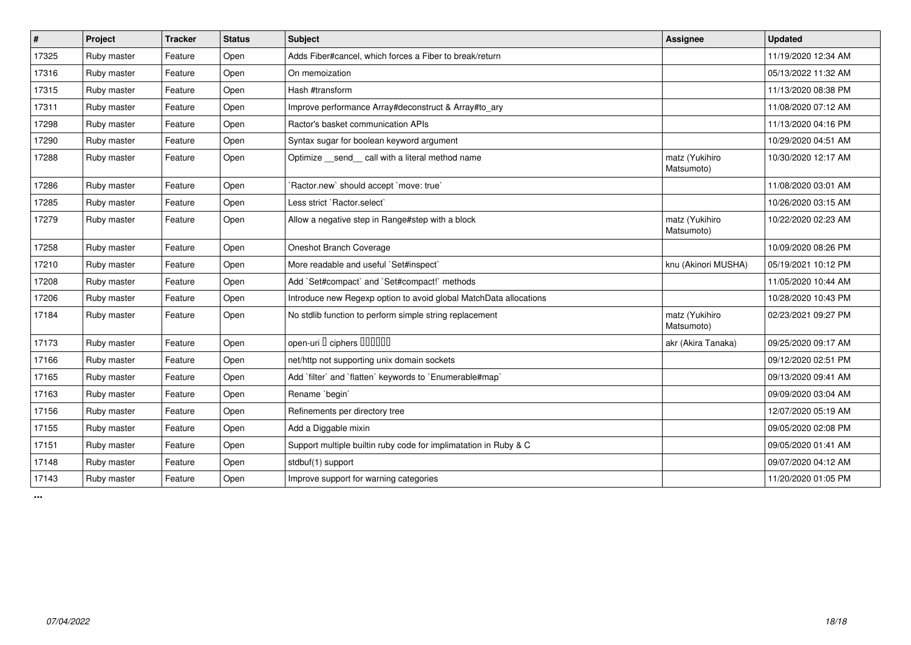| # | Project | Tracker | Status | Subject | Assignee | Updated |
|---|---|---|---|---|---|---|
| 17325 | Ruby master | Feature | Open | Adds Fiber#cancel, which forces a Fiber to break/return | | 11/19/2020 12:34 AM |
| 17316 | Ruby master | Feature | Open | On memoization | | 05/13/2022 11:32 AM |
| 17315 | Ruby master | Feature | Open | Hash #transform | | 11/13/2020 08:38 PM |
| 17311 | Ruby master | Feature | Open | Improve performance Array#deconstruct & Array#to_ary | | 11/08/2020 07:12 AM |
| 17298 | Ruby master | Feature | Open | Ractor's basket communication APIs | | 11/13/2020 04:16 PM |
| 17290 | Ruby master | Feature | Open | Syntax sugar for boolean keyword argument | | 10/29/2020 04:51 AM |
| 17288 | Ruby master | Feature | Open | Optimize __send__ call with a literal method name | matz (Yukihiro Matsumoto) | 10/30/2020 12:17 AM |
| 17286 | Ruby master | Feature | Open | `Ractor.new` should accept `move: true` | | 11/08/2020 03:01 AM |
| 17285 | Ruby master | Feature | Open | Less strict `Ractor.select` | | 10/26/2020 03:15 AM |
| 17279 | Ruby master | Feature | Open | Allow a negative step in Range#step with a block | matz (Yukihiro Matsumoto) | 10/22/2020 02:23 AM |
| 17258 | Ruby master | Feature | Open | Oneshot Branch Coverage | | 10/09/2020 08:26 PM |
| 17210 | Ruby master | Feature | Open | More readable and useful `Set#inspect` | knu (Akinori MUSHA) | 05/19/2021 10:12 PM |
| 17208 | Ruby master | Feature | Open | Add `Set#compact` and `Set#compact!` methods | | 11/05/2020 10:44 AM |
| 17206 | Ruby master | Feature | Open | Introduce new Regexp option to avoid global MatchData allocations | | 10/28/2020 10:43 PM |
| 17184 | Ruby master | Feature | Open | No stdlib function to perform simple string replacement | matz (Yukihiro Matsumoto) | 02/23/2021 09:27 PM |
| 17173 | Ruby master | Feature | Open | open-uri � ciphers ������ | akr (Akira Tanaka) | 09/25/2020 09:17 AM |
| 17166 | Ruby master | Feature | Open | net/http not supporting unix domain sockets | | 09/12/2020 02:51 PM |
| 17165 | Ruby master | Feature | Open | Add `filter` and `flatten` keywords to `Enumerable#map` | | 09/13/2020 09:41 AM |
| 17163 | Ruby master | Feature | Open | Rename `begin` | | 09/09/2020 03:04 AM |
| 17156 | Ruby master | Feature | Open | Refinements per directory tree | | 12/07/2020 05:19 AM |
| 17155 | Ruby master | Feature | Open | Add a Diggable mixin | | 09/05/2020 02:08 PM |
| 17151 | Ruby master | Feature | Open | Support multiple builtin ruby code for implimatation in Ruby & C | | 09/05/2020 01:41 AM |
| 17148 | Ruby master | Feature | Open | stdbuf(1) support | | 09/07/2020 04:12 AM |
| 17143 | Ruby master | Feature | Open | Improve support for warning categories | | 11/20/2020 01:05 PM |

...